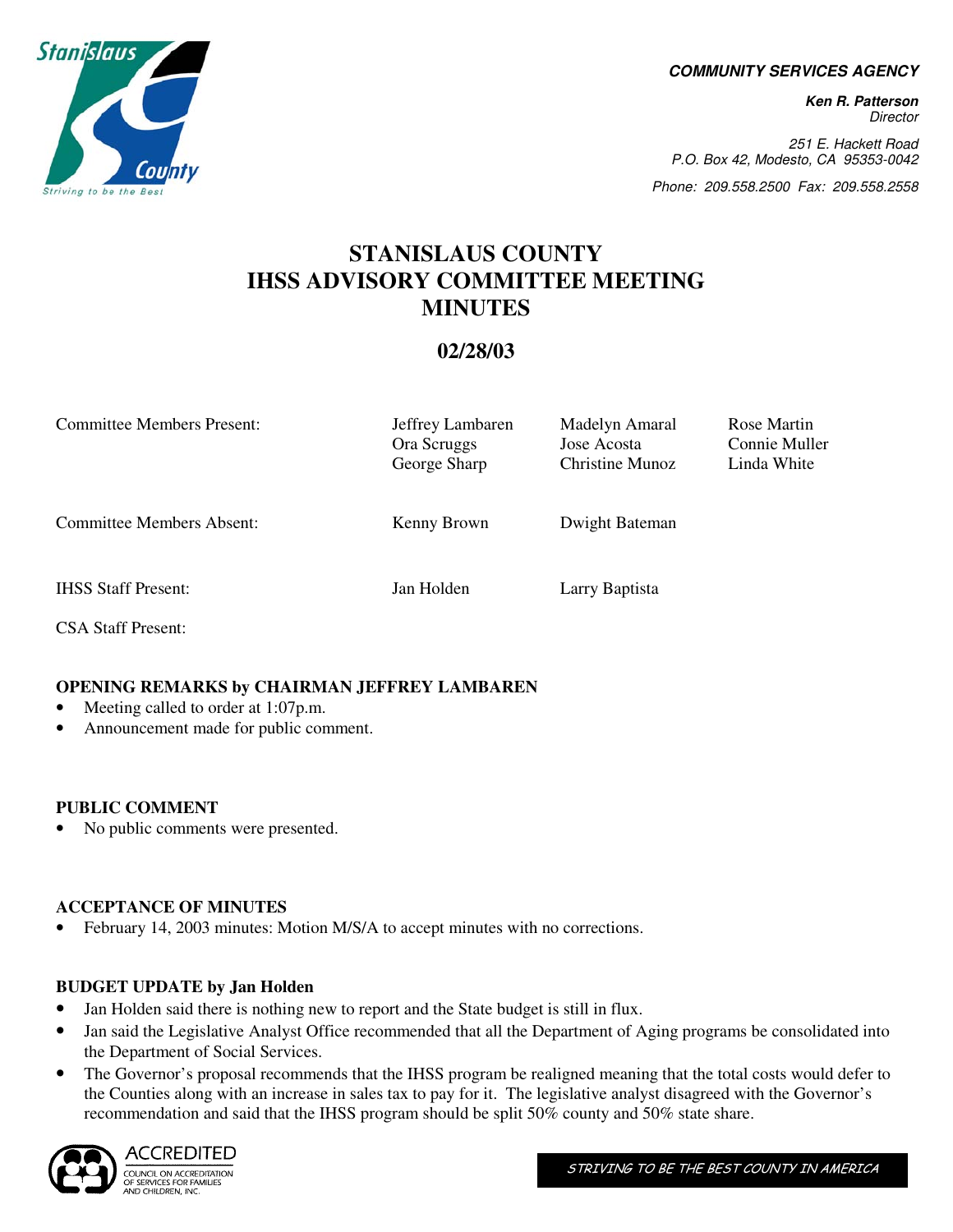**COMMUNITY SERVICES AGENCY**

**Ken R. Patterson**
*Director*

*251 E. Hackett Road*
*P.O. Box 42, Modesto, CA 95353-0042*

*Phone: 209.558.2500 Fax: 209.558.2558*

# STANISLAUS COUNTY IHSS ADVISORY COMMITTEE MEETING MINUTES

## 02/28/03

| | | | |
|---|---|---|---|
| Committee Members Present: | Jeffrey Lambaren<br>Ora Scruggs<br>George Sharp | Madelyn Amaral<br>Jose Acosta<br>Christine Munoz | Rose Martin<br>Connie Muller<br>Linda White |
| Committee Members Absent: | Kenny Brown | Dwight Bateman | |
| IHSS Staff Present: | Jan Holden | Larry Baptista | |
| CSA Staff Present: | | | |

**OPENING REMARKS by CHAIRMAN JEFFREY LAMBAREN**

- Meeting called to order at 1:07p.m.
- Announcement made for public comment.

**PUBLIC COMMENT**

- No public comments were presented.

**ACCEPTANCE OF MINUTES**

- February 14, 2003 minutes: Motion M/S/A to accept minutes with no corrections.

**BUDGET UPDATE by Jan Holden**

- Jan Holden said there is nothing new to report and the State budget is still in flux.
- Jan said the Legislative Analyst Office recommended that all the Department of Aging programs be consolidated into the Department of Social Services.
- The Governor's proposal recommends that the IHSS program be realigned meaning that the total costs would defer to the Counties along with an increase in sales tax to pay for it. The legislative analyst disagreed with the Governor's recommendation and said that the IHSS program should be split 50% county and 50% state share.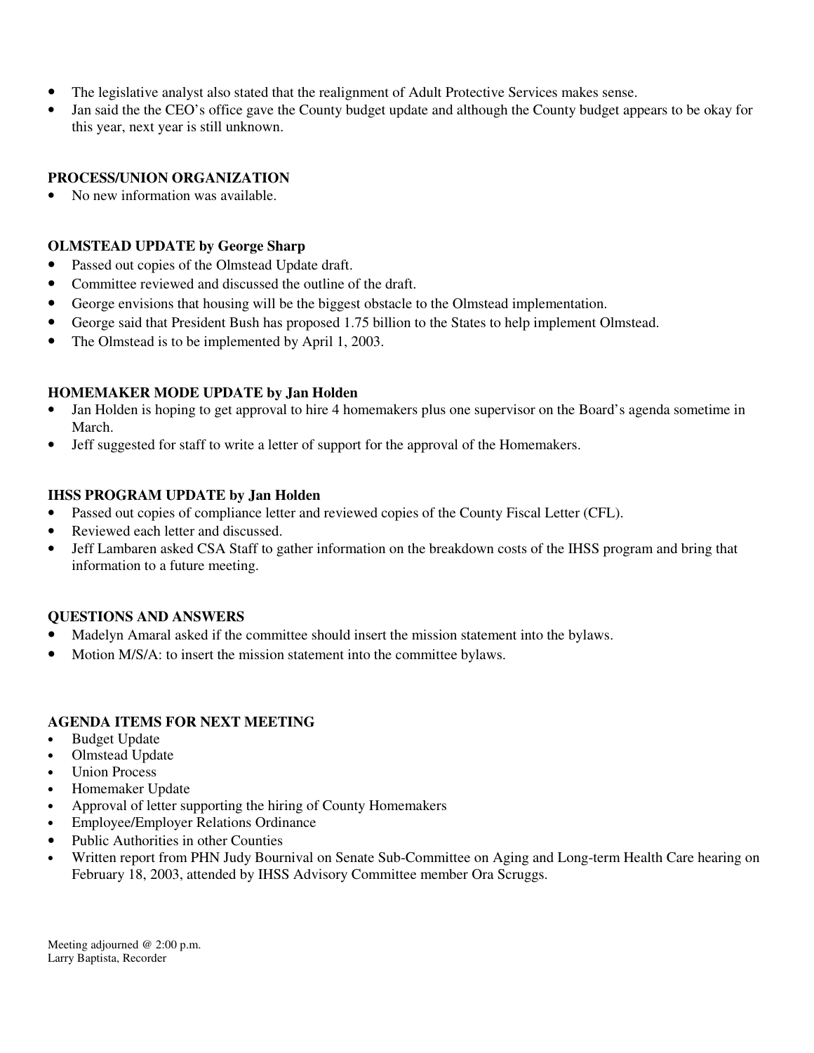- The legislative analyst also stated that the realignment of Adult Protective Services makes sense.
- Jan said the the CEO's office gave the County budget update and although the County budget appears to be okay for this year, next year is still unknown.

**PROCESS/UNION ORGANIZATION**

- No new information was available.

**OLMSTEAD UPDATE by George Sharp**

- Passed out copies of the Olmstead Update draft.
- Committee reviewed and discussed the outline of the draft.
- George envisions that housing will be the biggest obstacle to the Olmstead implementation.
- George said that President Bush has proposed 1.75 billion to the States to help implement Olmstead.
- The Olmstead is to be implemented by April 1, 2003.

**HOMEMAKER MODE UPDATE by Jan Holden**

- Jan Holden is hoping to get approval to hire 4 homemakers plus one supervisor on the Board's agenda sometime in March.
- Jeff suggested for staff to write a letter of support for the approval of the Homemakers.

**IHSS PROGRAM UPDATE by Jan Holden**

- Passed out copies of compliance letter and reviewed copies of the County Fiscal Letter (CFL).
- Reviewed each letter and discussed.
- Jeff Lambaren asked CSA Staff to gather information on the breakdown costs of the IHSS program and bring that information to a future meeting.

**QUESTIONS AND ANSWERS**

- Madelyn Amaral asked if the committee should insert the mission statement into the bylaws.
- Motion M/S/A: to insert the mission statement into the committee bylaws.

**AGENDA ITEMS FOR NEXT MEETING**

- Budget Update
- Olmstead Update
- Union Process
- Homemaker Update
- Approval of letter supporting the hiring of County Homemakers
- Employee/Employer Relations Ordinance
- Public Authorities in other Counties
- Written report from PHN Judy Bournival on Senate Sub-Committee on Aging and Long-term Health Care hearing on February 18, 2003, attended by IHSS Advisory Committee member Ora Scruggs.

Meeting adjourned @ 2:00 p.m.
Larry Baptista, Recorder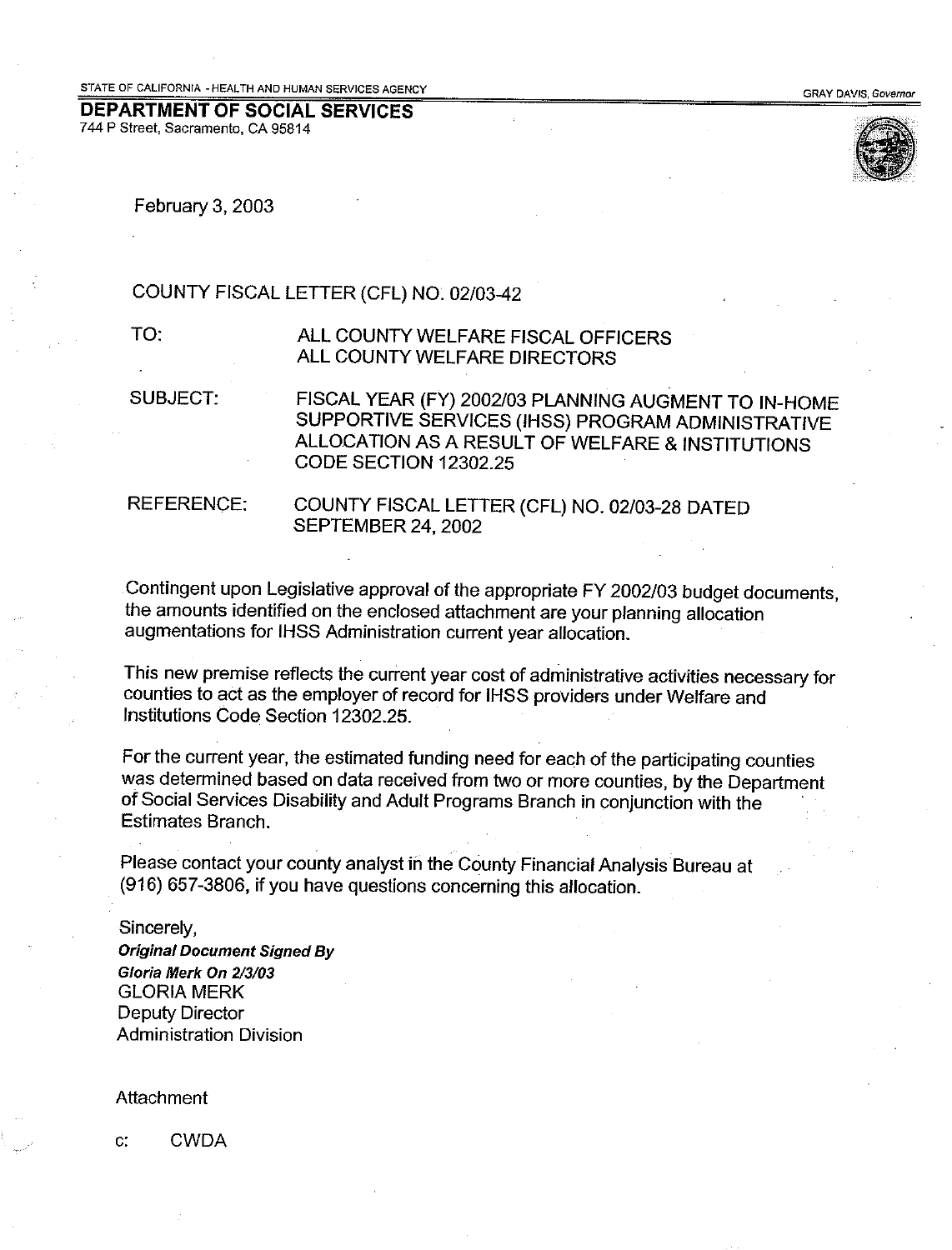STATE OF CALIFORNIA - HEALTH AND HUMAN SERVICES AGENCY

GRAY DAVIS, *Governor*

**DEPARTMENT OF SOCIAL SERVICES**
744 P Street, Sacramento, CA 95814

February 3, 2003

COUNTY FISCAL LETTER (CFL) NO. 02/03-42

TO: ALL COUNTY WELFARE FISCAL OFFICERS
ALL COUNTY WELFARE DIRECTORS

SUBJECT: FISCAL YEAR (FY) 2002/03 PLANNING AUGMENT TO IN-HOME SUPPORTIVE SERVICES (IHSS) PROGRAM ADMINISTRATIVE ALLOCATION AS A RESULT OF WELFARE & INSTITUTIONS CODE SECTION 12302.25

REFERENCE: COUNTY FISCAL LETTER (CFL) NO. 02/03-28 DATED SEPTEMBER 24, 2002

Contingent upon Legislative approval of the appropriate FY 2002/03 budget documents, the amounts identified on the enclosed attachment are your planning allocation augmentations for IHSS Administration current year allocation.

This new premise reflects the current year cost of administrative activities necessary for counties to act as the employer of record for IHSS providers under Welfare and Institutions Code Section 12302.25.

For the current year, the estimated funding need for each of the participating counties was determined based on data received from two or more counties, by the Department of Social Services Disability and Adult Programs Branch in conjunction with the Estimates Branch.

Please contact your county analyst in the County Financial Analysis Bureau at (916) 657-3806, if you have questions concerning this allocation.

Sincerely,

***Original Document Signed By***
***Gloria Merk On 2/3/03***
GLORIA MERK
Deputy Director
Administration Division

Attachment

c: CWDA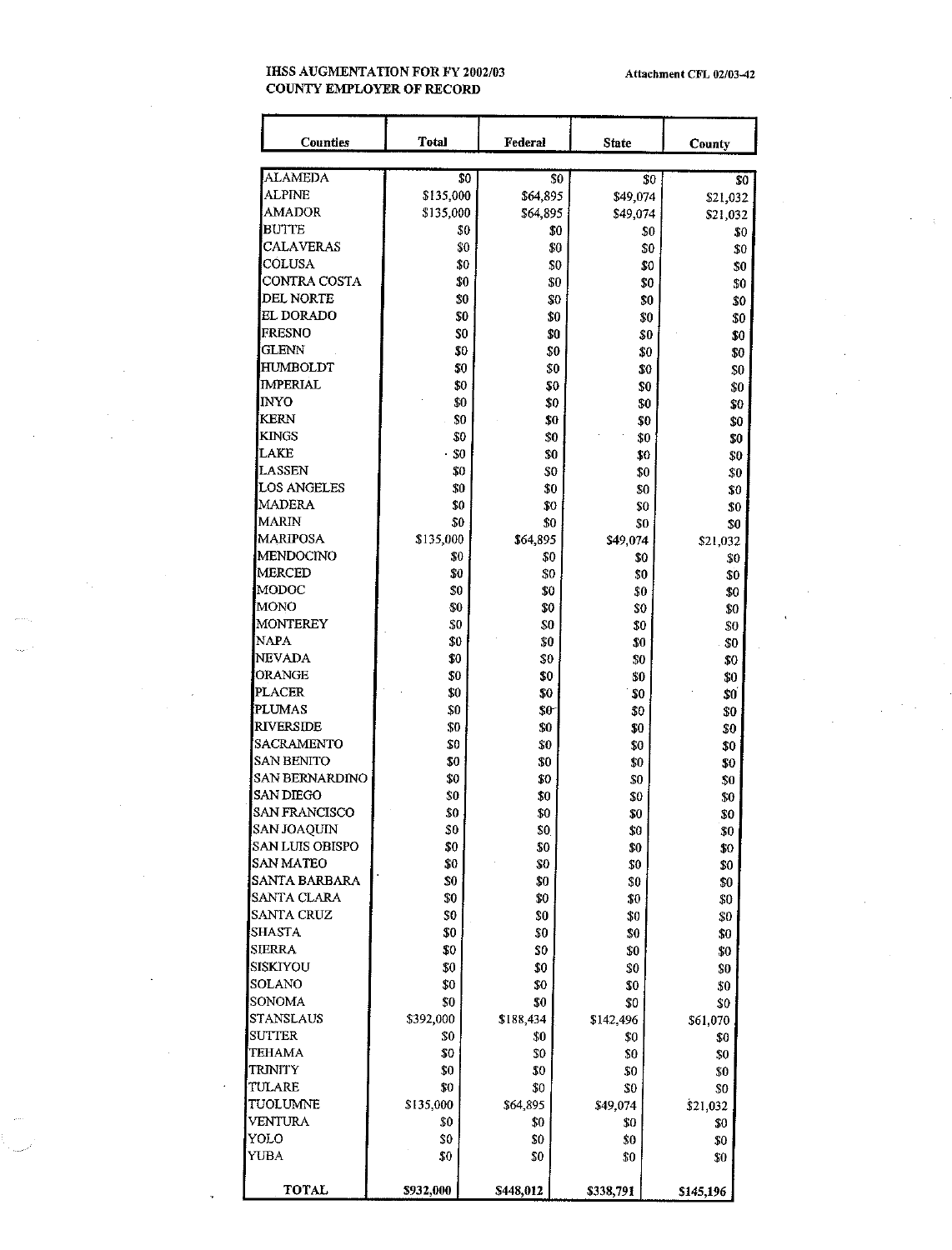**IHSS AUGMENTATION FOR FY 2002/03**
**COUNTY EMPLOYER OF RECORD**

Attachment CFL 02/03-42

| Counties | Total | Federal | State | County |
|---|---|---|---|---|
| ALAMEDA | $0 | $0 | $0 | $0 |
| ALPINE | $135,000 | $64,895 | $49,074 | $21,032 |
| AMADOR | $135,000 | $64,895 | $49,074 | $21,032 |
| BUTTE | $0 | $0 | $0 | $0 |
| CALAVERAS | $0 | $0 | $0 | $0 |
| COLUSA | $0 | $0 | $0 | $0 |
| CONTRA COSTA | $0 | $0 | $0 | $0 |
| DEL NORTE | $0 | $0 | $0 | $0 |
| EL DORADO | $0 | $0 | $0 | $0 |
| FRESNO | $0 | $0 | $0 | $0 |
| GLENN | $0 | $0 | $0 | $0 |
| HUMBOLDT | $0 | $0 | $0 | $0 |
| IMPERIAL | $0 | $0 | $0 | $0 |
| INYO | $0 | $0 | $0 | $0 |
| KERN | $0 | $0 | $0 | $0 |
| KINGS | $0 | $0 | $0 | $0 |
| LAKE | $0 | $0 | $0 | $0 |
| LASSEN | $0 | $0 | $0 | $0 |
| LOS ANGELES | $0 | $0 | $0 | $0 |
| MADERA | $0 | $0 | $0 | $0 |
| MARIN | $0 | $0 | $0 | $0 |
| MARIPOSA | $135,000 | $64,895 | $49,074 | $21,032 |
| MENDOCINO | $0 | $0 | $0 | $0 |
| MERCED | $0 | $0 | $0 | $0 |
| MODOC | $0 | $0 | $0 | $0 |
| MONO | $0 | $0 | $0 | $0 |
| MONTEREY | $0 | $0 | $0 | $0 |
| NAPA | $0 | $0 | $0 | $0 |
| NEVADA | $0 | $0 | $0 | $0 |
| ORANGE | $0 | $0 | $0 | $0 |
| PLACER | $0 | $0 | $0 | $0 |
| PLUMAS | $0 | $0 | $0 | $0 |
| RIVERSIDE | $0 | $0 | $0 | $0 |
| SACRAMENTO | $0 | $0 | $0 | $0 |
| SAN BENITO | $0 | $0 | $0 | $0 |
| SAN BERNARDINO | $0 | $0 | $0 | $0 |
| SAN DIEGO | $0 | $0 | $0 | $0 |
| SAN FRANCISCO | $0 | $0 | $0 | $0 |
| SAN JOAQUIN | $0 | $0 | $0 | $0 |
| SAN LUIS OBISPO | $0 | $0 | $0 | $0 |
| SAN MATEO | $0 | $0 | $0 | $0 |
| SANTA BARBARA | $0 | $0 | $0 | $0 |
| SANTA CLARA | $0 | $0 | $0 | $0 |
| SANTA CRUZ | $0 | $0 | $0 | $0 |
| SHASTA | $0 | $0 | $0 | $0 |
| SIERRA | $0 | $0 | $0 | $0 |
| SISKIYOU | $0 | $0 | $0 | $0 |
| SOLANO | $0 | $0 | $0 | $0 |
| SONOMA | $0 | $0 | $0 | $0 |
| STANSLAUS | $392,000 | $188,434 | $142,496 | $61,070 |
| SUTTER | $0 | $0 | $0 | $0 |
| TEHAMA | $0 | $0 | $0 | $0 |
| TRINITY | $0 | $0 | $0 | $0 |
| TULARE | $0 | $0 | $0 | $0 |
| TUOLUMNE | $135,000 | $64,895 | $49,074 | $21,032 |
| VENTURA | $0 | $0 | $0 | $0 |
| YOLO | $0 | $0 | $0 | $0 |
| YUBA | $0 | $0 | $0 | $0 |
| **TOTAL** | **$932,000** | **$448,012** | **$338,791** | **$145,196** |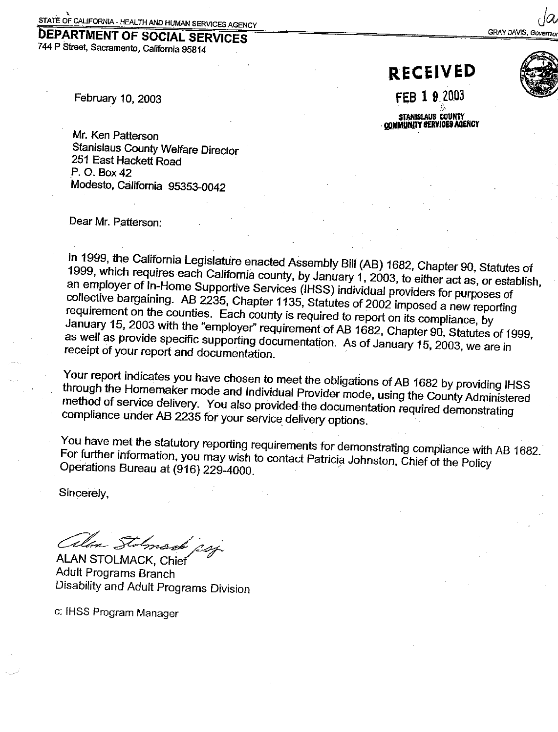STATE OF CALIFORNIA - HEALTH AND HUMAN SERVICES AGENCY

GRAY DAVIS, Governor

# DEPARTMENT OF SOCIAL SERVICES

744 P Street, Sacramento, California 95814

**RECEIVED**
FEB 19 2003
STANISLAUS COUNTY
COMMUNITY SERVICES AGENCY

February 10, 2003

Mr. Ken Patterson
Stanislaus County Welfare Director
251 East Hackett Road
P. O. Box 42
Modesto, California 95353-0042

Dear Mr. Patterson:

In 1999, the California Legislature enacted Assembly Bill (AB) 1682, Chapter 90, Statutes of 1999, which requires each California county, by January 1, 2003, to either act as, or establish, an employer of In-Home Supportive Services (IHSS) individual providers for purposes of collective bargaining. AB 2235, Chapter 1135, Statutes of 2002 imposed a new reporting requirement on the counties. Each county is required to report on its compliance, by January 15, 2003 with the "employer" requirement of AB 1682, Chapter 90, Statutes of 1999, as well as provide specific supporting documentation. As of January 15, 2003, we are in receipt of your report and documentation.

Your report indicates you have chosen to meet the obligations of AB 1682 by providing IHSS through the Homemaker mode and Individual Provider mode, using the County Administered method of service delivery. You also provided the documentation required demonstrating compliance under AB 2235 for your service delivery options.

You have met the statutory reporting requirements for demonstrating compliance with AB 1682. For further information, you may wish to contact Patricia Johnston, Chief of the Policy Operations Bureau at (916) 229-4000.

Sincerely,

*Alan Stolmack psj*

ALAN STOLMACK, Chief
Adult Programs Branch
Disability and Adult Programs Division

c: IHSS Program Manager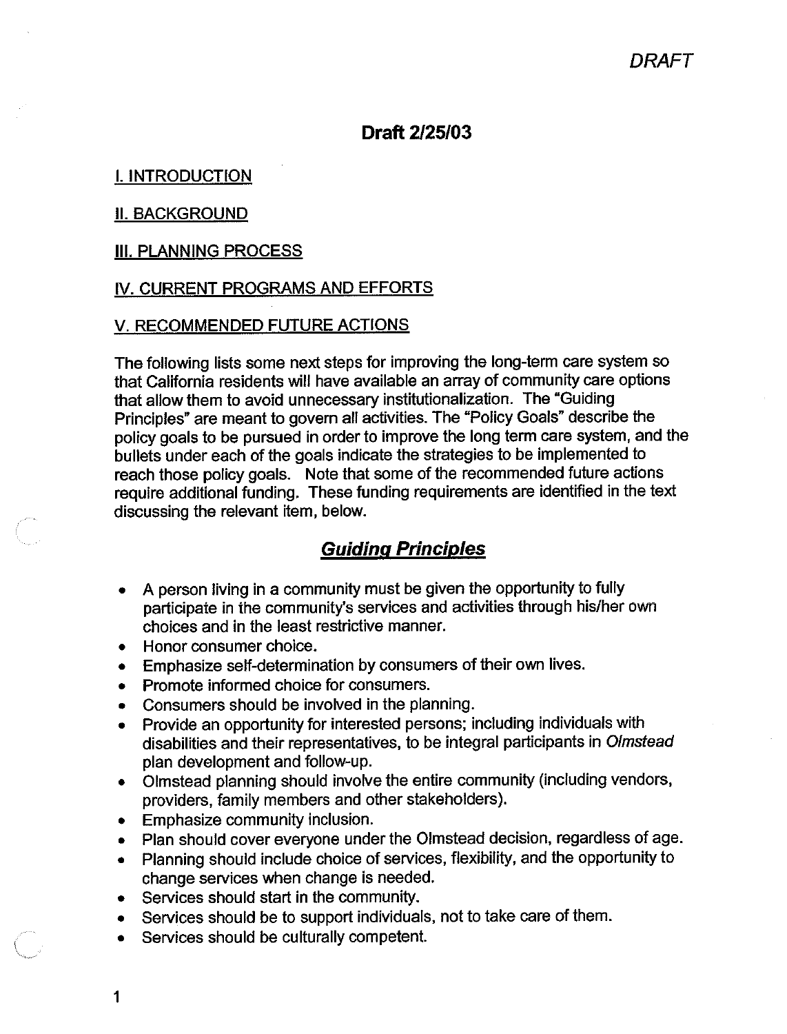DRAFT

**Draft 2/25/03**

I. INTRODUCTION

II. BACKGROUND

III. PLANNING PROCESS

IV. CURRENT PROGRAMS AND EFFORTS

V. RECOMMENDED FUTURE ACTIONS

The following lists some next steps for improving the long-term care system so that California residents will have available an array of community care options that allow them to avoid unnecessary institutionalization. The "Guiding Principles" are meant to govern all activities. The "Policy Goals" describe the policy goals to be pursued in order to improve the long term care system, and the bullets under each of the goals indicate the strategies to be implemented to reach those policy goals. Note that some of the recommended future actions require additional funding. These funding requirements are identified in the text discussing the relevant item, below.

## ***Guiding Principles***

- A person living in a community must be given the opportunity to fully participate in the community's services and activities through his/her own choices and in the least restrictive manner.
- Honor consumer choice.
- Emphasize self-determination by consumers of their own lives.
- Promote informed choice for consumers.
- Consumers should be involved in the planning.
- Provide an opportunity for interested persons; including individuals with disabilities and their representatives, to be integral participants in *Olmstead* plan development and follow-up.
- Olmstead planning should involve the entire community (including vendors, providers, family members and other stakeholders).
- Emphasize community inclusion.
- Plan should cover everyone under the Olmstead decision, regardless of age.
- Planning should include choice of services, flexibility, and the opportunity to change services when change is needed.
- Services should start in the community.
- Services should be to support individuals, not to take care of them.
- Services should be culturally competent.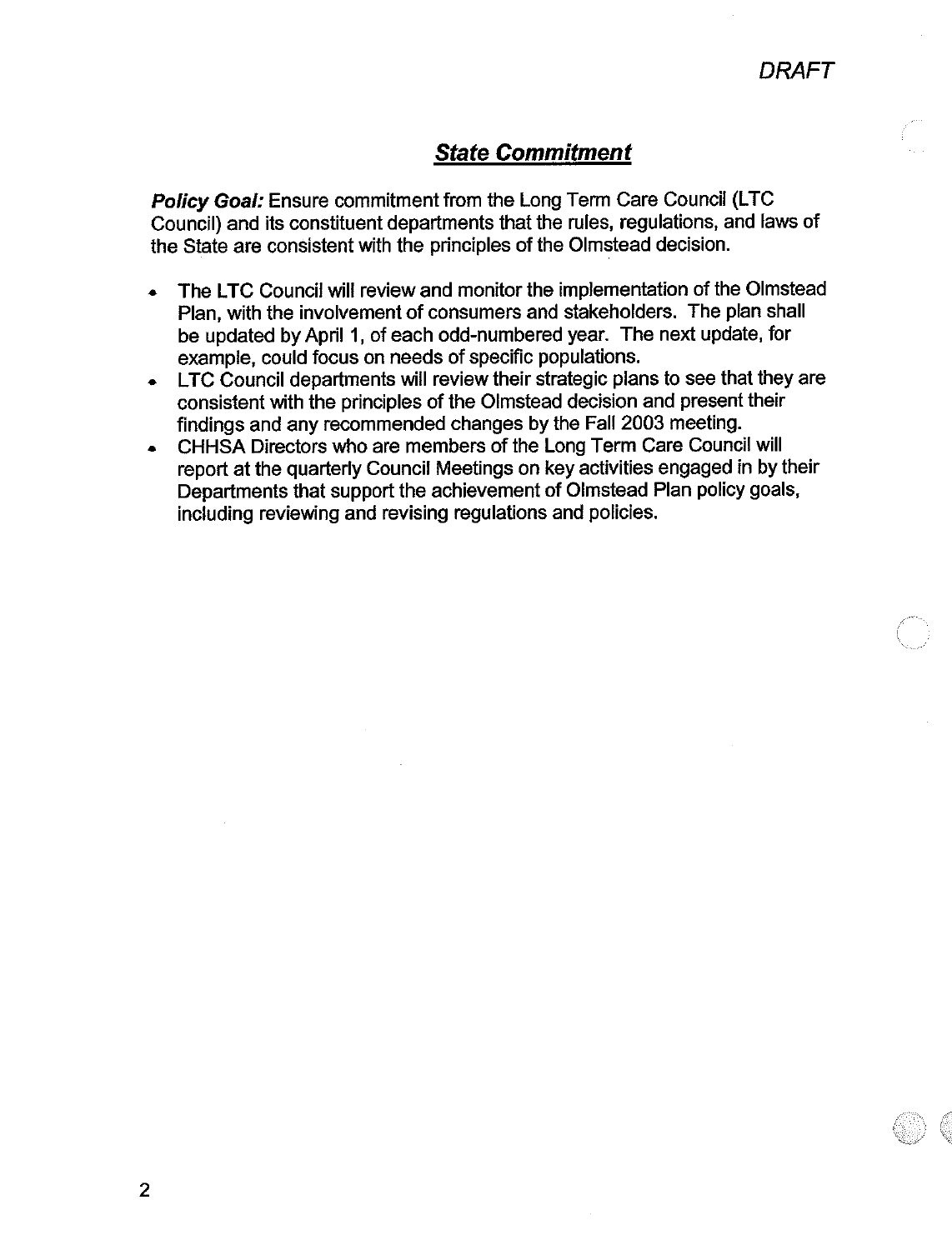DRAFT

## State Commitment

***Policy Goal:*** Ensure commitment from the Long Term Care Council (LTC Council) and its constituent departments that the rules, regulations, and laws of the State are consistent with the principles of the Olmstead decision.

- The LTC Council will review and monitor the implementation of the Olmstead Plan, with the involvement of consumers and stakeholders. The plan shall be updated by April 1, of each odd-numbered year. The next update, for example, could focus on needs of specific populations.
- LTC Council departments will review their strategic plans to see that they are consistent with the principles of the Olmstead decision and present their findings and any recommended changes by the Fall 2003 meeting.
- CHHSA Directors who are members of the Long Term Care Council will report at the quarterly Council Meetings on key activities engaged in by their Departments that support the achievement of Olmstead Plan policy goals, including reviewing and revising regulations and policies.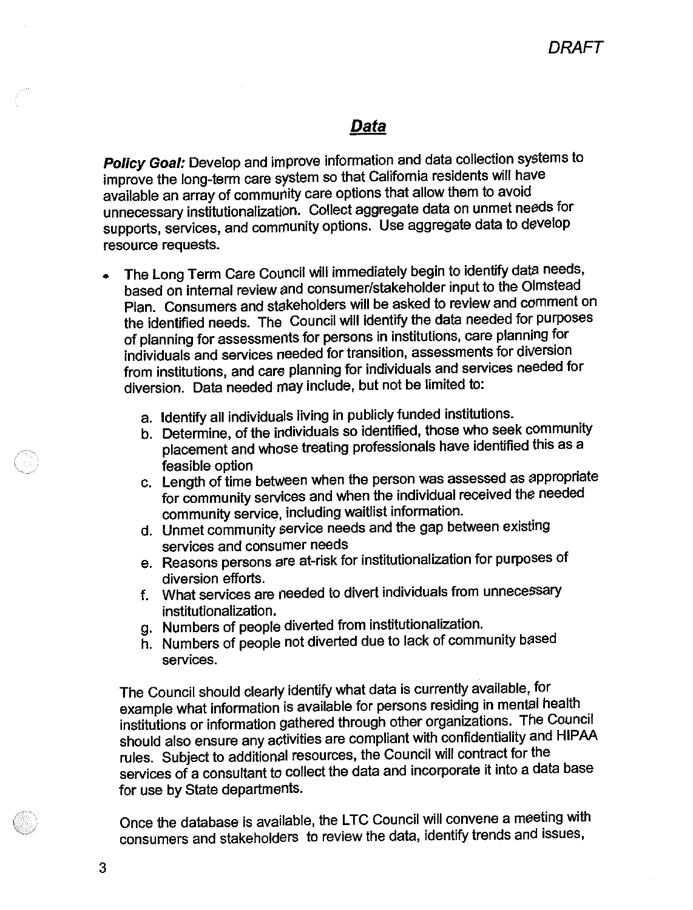## Data

***Policy Goal:*** Develop and improve information and data collection systems to improve the long-term care system so that California residents will have available an array of community care options that allow them to avoid unnecessary institutionalization. Collect aggregate data on unmet needs for supports, services, and community options. Use aggregate data to develop resource requests.

- The Long Term Care Council will immediately begin to identify data needs, based on internal review and consumer/stakeholder input to the Olmstead Plan. Consumers and stakeholders will be asked to review and comment on the identified needs. The Council will identify the data needed for purposes of planning for assessments for persons in institutions, care planning for individuals and services needed for transition, assessments for diversion from institutions, and care planning for individuals and services needed for diversion. Data needed may include, but not be limited to:

  a. Identify all individuals living in publicly funded institutions.
  b. Determine, of the individuals so identified, those who seek community placement and whose treating professionals have identified this as a feasible option
  c. Length of time between when the person was assessed as appropriate for community services and when the individual received the needed community service, including waitlist information.
  d. Unmet community service needs and the gap between existing services and consumer needs
  e. Reasons persons are at-risk for institutionalization for purposes of diversion efforts.
  f. What services are needed to divert individuals from unnecessary institutionalization.
  g. Numbers of people diverted from institutionalization.
  h. Numbers of people not diverted due to lack of community based services.

  The Council should clearly identify what data is currently available, for example what information is available for persons residing in mental health institutions or information gathered through other organizations. The Council should also ensure any activities are compliant with confidentiality and HIPAA rules. Subject to additional resources, the Council will contract for the services of a consultant to collect the data and incorporate it into a data base for use by State departments.

  Once the database is available, the LTC Council will convene a meeting with consumers and stakeholders to review the data, identify trends and issues,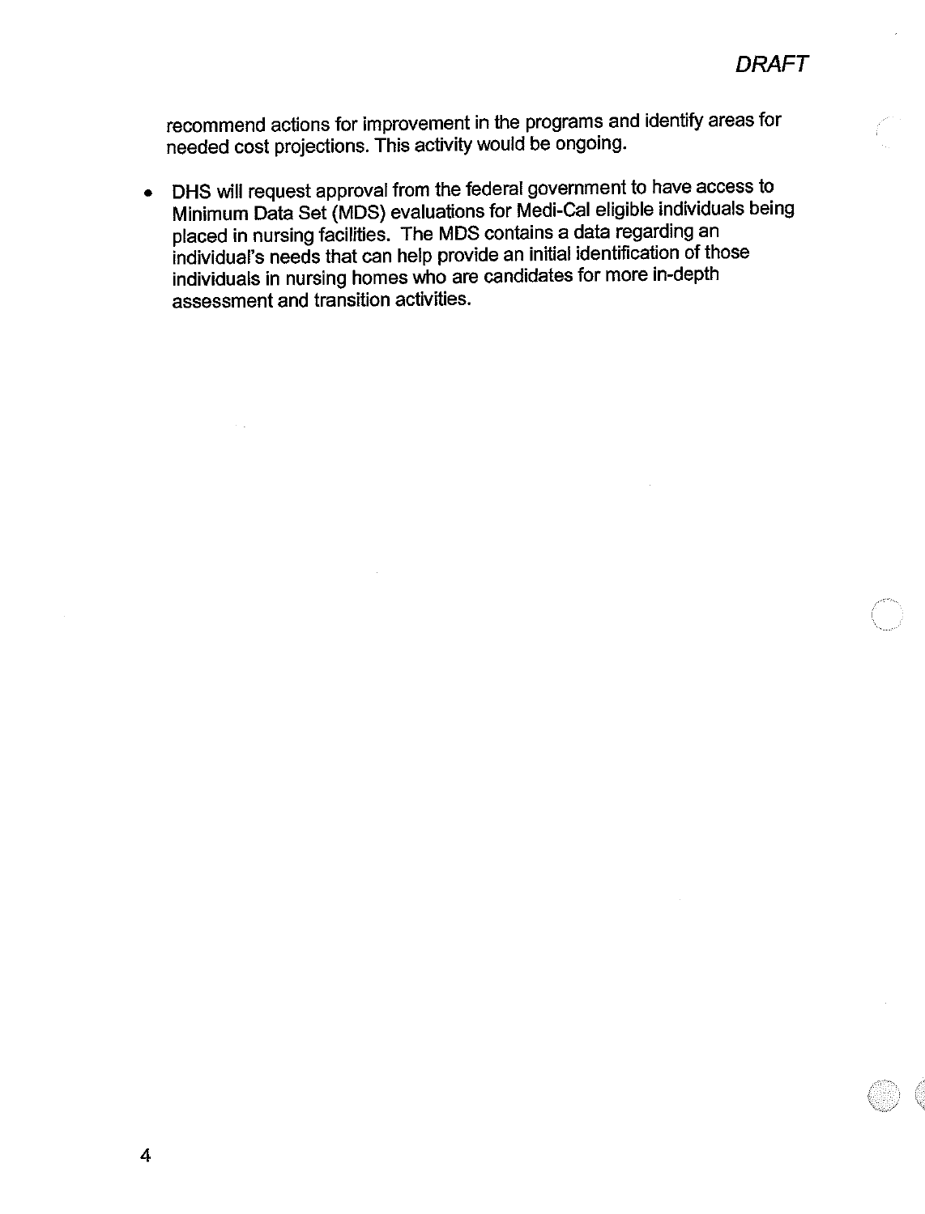recommend actions for improvement in the programs and identify areas for needed cost projections. This activity would be ongoing.

- DHS will request approval from the federal government to have access to Minimum Data Set (MDS) evaluations for Medi-Cal eligible individuals being placed in nursing facilities. The MDS contains a data regarding an individual's needs that can help provide an initial identification of those individuals in nursing homes who are candidates for more in-depth assessment and transition activities.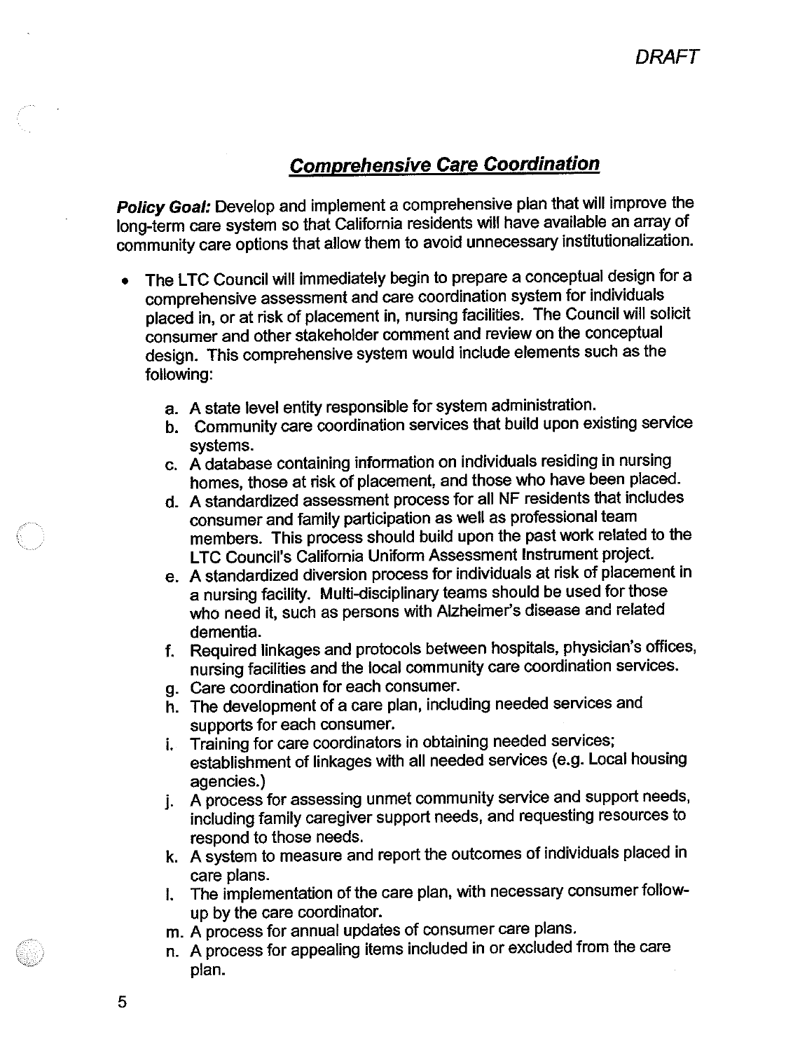## ***Comprehensive Care Coordination***

***Policy Goal:*** Develop and implement a comprehensive plan that will improve the long-term care system so that California residents will have available an array of community care options that allow them to avoid unnecessary institutionalization.

- The LTC Council will immediately begin to prepare a conceptual design for a comprehensive assessment and care coordination system for individuals placed in, or at risk of placement in, nursing facilities. The Council will solicit consumer and other stakeholder comment and review on the conceptual design. This comprehensive system would include elements such as the following:

    a. A state level entity responsible for system administration.
    b. Community care coordination services that build upon existing service systems.
    c. A database containing information on individuals residing in nursing homes, those at risk of placement, and those who have been placed.
    d. A standardized assessment process for all NF residents that includes consumer and family participation as well as professional team members. This process should build upon the past work related to the LTC Council's California Uniform Assessment Instrument project.
    e. A standardized diversion process for individuals at risk of placement in a nursing facility. Multi-disciplinary teams should be used for those who need it, such as persons with Alzheimer's disease and related dementia.
    f. Required linkages and protocols between hospitals, physician's offices, nursing facilities and the local community care coordination services.
    g. Care coordination for each consumer.
    h. The development of a care plan, including needed services and supports for each consumer.
    i. Training for care coordinators in obtaining needed services; establishment of linkages with all needed services (e.g. Local housing agencies.)
    j. A process for assessing unmet community service and support needs, including family caregiver support needs, and requesting resources to respond to those needs.
    k. A system to measure and report the outcomes of individuals placed in care plans.
    l. The implementation of the care plan, with necessary consumer follow-up by the care coordinator.
    m. A process for annual updates of consumer care plans.
    n. A process for appealing items included in or excluded from the care plan.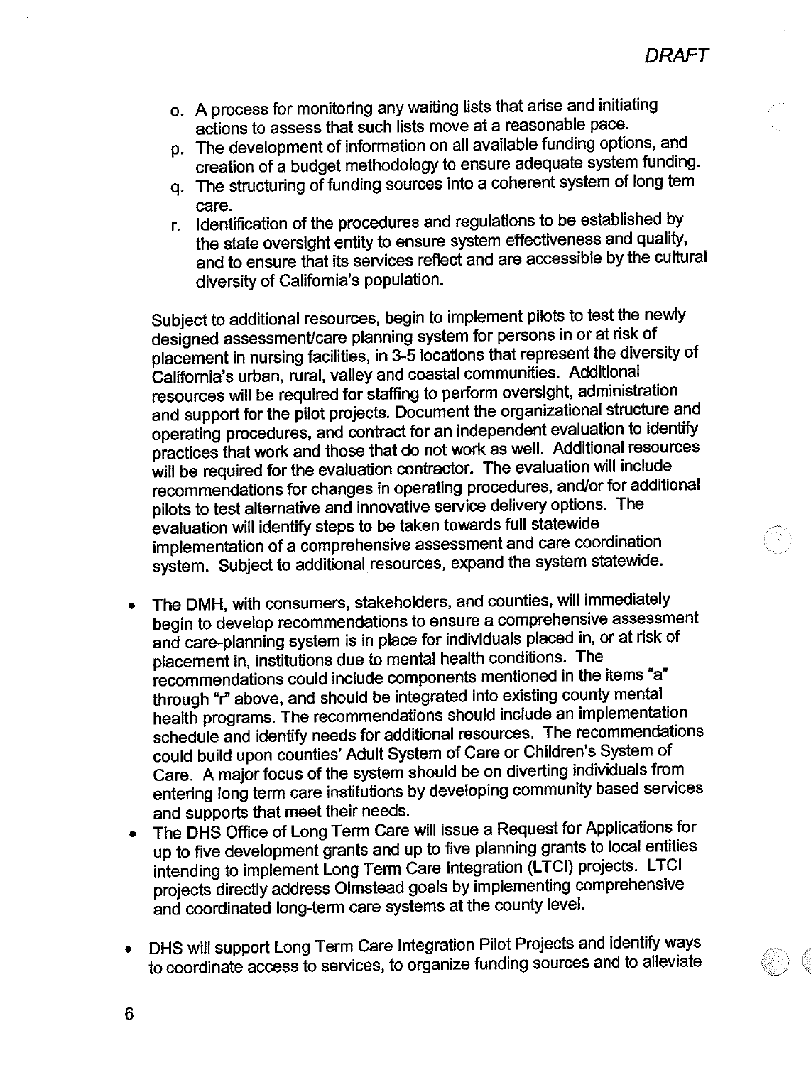*DRAFT*

o. A process for monitoring any waiting lists that arise and initiating actions to assess that such lists move at a reasonable pace.

p. The development of information on all available funding options, and creation of a budget methodology to ensure adequate system funding.

q. The structuring of funding sources into a coherent system of long tem care.

r. Identification of the procedures and regulations to be established by the state oversight entity to ensure system effectiveness and quality, and to ensure that its services reflect and are accessible by the cultural diversity of California's population.

Subject to additional resources, begin to implement pilots to test the newly designed assessment/care planning system for persons in or at risk of placement in nursing facilities, in 3-5 locations that represent the diversity of California's urban, rural, valley and coastal communities. Additional resources will be required for staffing to perform oversight, administration and support for the pilot projects. Document the organizational structure and operating procedures, and contract for an independent evaluation to identify practices that work and those that do not work as well. Additional resources will be required for the evaluation contractor. The evaluation will include recommendations for changes in operating procedures, and/or for additional pilots to test alternative and innovative service delivery options. The evaluation will identify steps to be taken towards full statewide implementation of a comprehensive assessment and care coordination system. Subject to additional resources, expand the system statewide.

- The DMH, with consumers, stakeholders, and counties, will immediately begin to develop recommendations to ensure a comprehensive assessment and care-planning system is in place for individuals placed in, or at risk of placement in, institutions due to mental health conditions. The recommendations could include components mentioned in the items "a" through "r" above, and should be integrated into existing county mental health programs. The recommendations should include an implementation schedule and identify needs for additional resources. The recommendations could build upon counties' Adult System of Care or Children's System of Care. A major focus of the system should be on diverting individuals from entering long term care institutions by developing community based services and supports that meet their needs.
- The DHS Office of Long Term Care will issue a Request for Applications for up to five development grants and up to five planning grants to local entities intending to implement Long Term Care Integration (LTCI) projects. LTCI projects directly address Olmstead goals by implementing comprehensive and coordinated long-term care systems at the county level.
- DHS will support Long Term Care Integration Pilot Projects and identify ways to coordinate access to services, to organize funding sources and to alleviate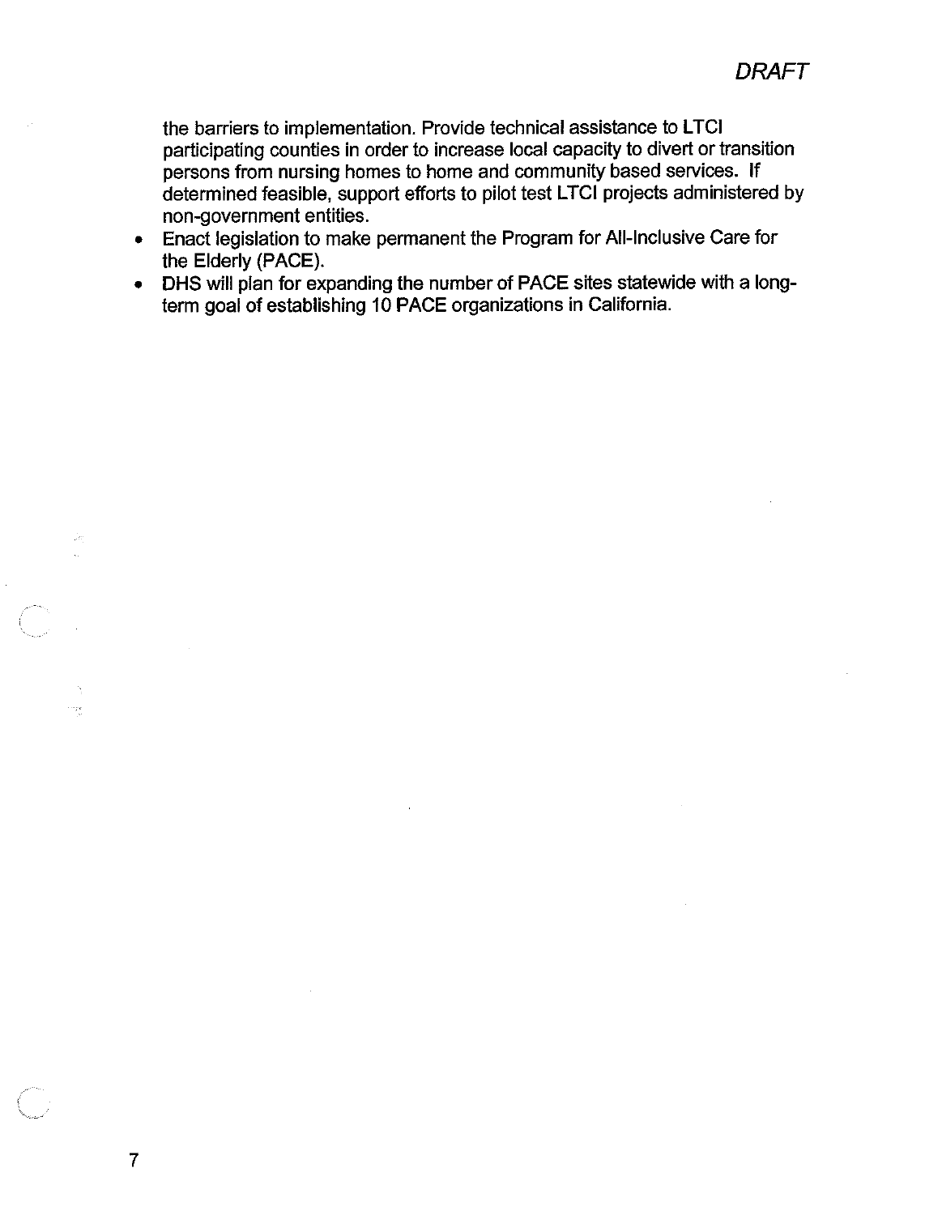the barriers to implementation. Provide technical assistance to LTCI participating counties in order to increase local capacity to divert or transition persons from nursing homes to home and community based services. If determined feasible, support efforts to pilot test LTCI projects administered by non-government entities.

- Enact legislation to make permanent the Program for All-Inclusive Care for the Elderly (PACE).
- DHS will plan for expanding the number of PACE sites statewide with a long-term goal of establishing 10 PACE organizations in California.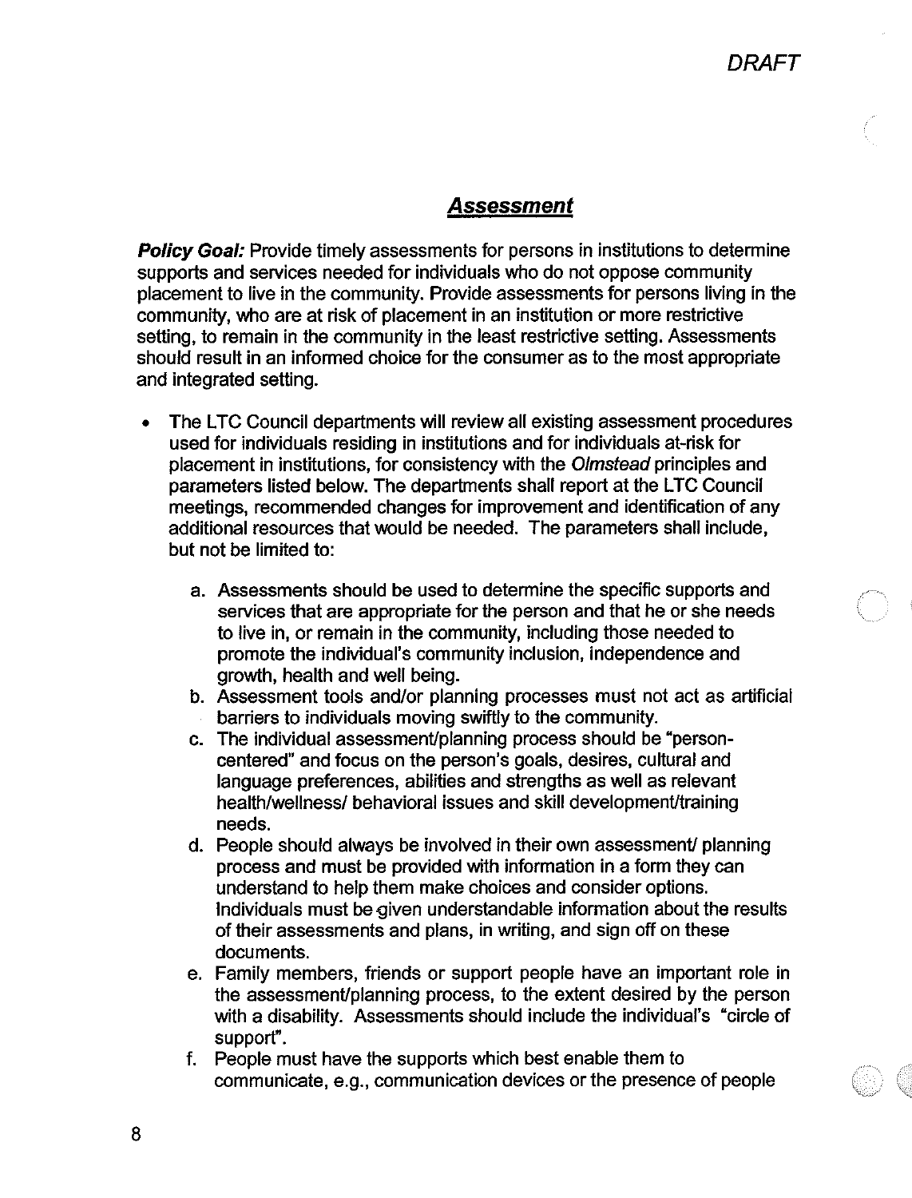DRAFT

## Assessment

***Policy Goal:*** Provide timely assessments for persons in institutions to determine supports and services needed for individuals who do not oppose community placement to live in the community. Provide assessments for persons living in the community, who are at risk of placement in an institution or more restrictive setting, to remain in the community in the least restrictive setting. Assessments should result in an informed choice for the consumer as to the most appropriate and integrated setting.

- The LTC Council departments will review all existing assessment procedures used for individuals residing in institutions and for individuals at-risk for placement in institutions, for consistency with the *Olmstead* principles and parameters listed below. The departments shall report at the LTC Council meetings, recommended changes for improvement and identification of any additional resources that would be needed. The parameters shall include, but not be limited to:

    a. Assessments should be used to determine the specific supports and services that are appropriate for the person and that he or she needs to live in, or remain in the community, including those needed to promote the individual's community inclusion, independence and growth, health and well being.
    b. Assessment tools and/or planning processes must not act as artificial barriers to individuals moving swiftly to the community.
    c. The individual assessment/planning process should be "person-centered" and focus on the person's goals, desires, cultural and language preferences, abilities and strengths as well as relevant health/wellness/ behavioral issues and skill development/training needs.
    d. People should always be involved in their own assessment/ planning process and must be provided with information in a form they can understand to help them make choices and consider options. Individuals must be given understandable information about the results of their assessments and plans, in writing, and sign off on these documents.
    e. Family members, friends or support people have an important role in the assessment/planning process, to the extent desired by the person with a disability. Assessments should include the individual's "circle of support".
    f. People must have the supports which best enable them to communicate, e.g., communication devices or the presence of people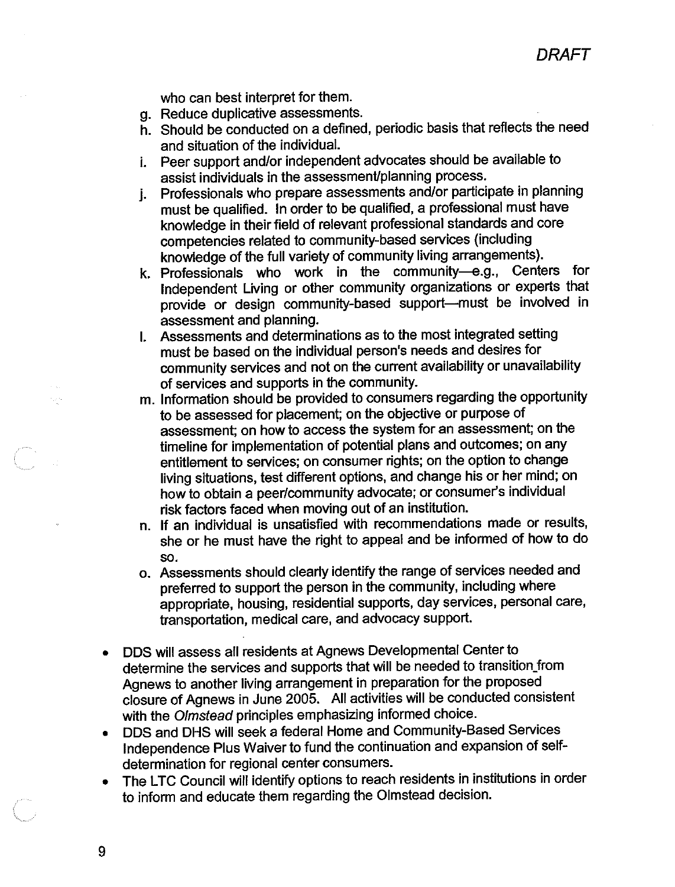who can best interpret for them.

g. Reduce duplicative assessments.
h. Should be conducted on a defined, periodic basis that reflects the need and situation of the individual.
i. Peer support and/or independent advocates should be available to assist individuals in the assessment/planning process.
j. Professionals who prepare assessments and/or participate in planning must be qualified. In order to be qualified, a professional must have knowledge in their field of relevant professional standards and core competencies related to community-based services (including knowledge of the full variety of community living arrangements).
k. Professionals who work in the community—e.g., Centers for Independent Living or other community organizations or experts that provide or design community-based support—must be involved in assessment and planning.
l. Assessments and determinations as to the most integrated setting must be based on the individual person's needs and desires for community services and not on the current availability or unavailability of services and supports in the community.
m. Information should be provided to consumers regarding the opportunity to be assessed for placement; on the objective or purpose of assessment; on how to access the system for an assessment; on the timeline for implementation of potential plans and outcomes; on any entitlement to services; on consumer rights; on the option to change living situations, test different options, and change his or her mind; on how to obtain a peer/community advocate; or consumer's individual risk factors faced when moving out of an institution.
n. If an individual is unsatisfied with recommendations made or results, she or he must have the right to appeal and be informed of how to do so.
o. Assessments should clearly identify the range of services needed and preferred to support the person in the community, including where appropriate, housing, residential supports, day services, personal care, transportation, medical care, and advocacy support.

- DDS will assess all residents at Agnews Developmental Center to determine the services and supports that will be needed to transition from Agnews to another living arrangement in preparation for the proposed closure of Agnews in June 2005. All activities will be conducted consistent with the *Olmstead* principles emphasizing informed choice.
- DDS and DHS will seek a federal Home and Community-Based Services Independence Plus Waiver to fund the continuation and expansion of self-determination for regional center consumers.
- The LTC Council will identify options to reach residents in institutions in order to inform and educate them regarding the Olmstead decision.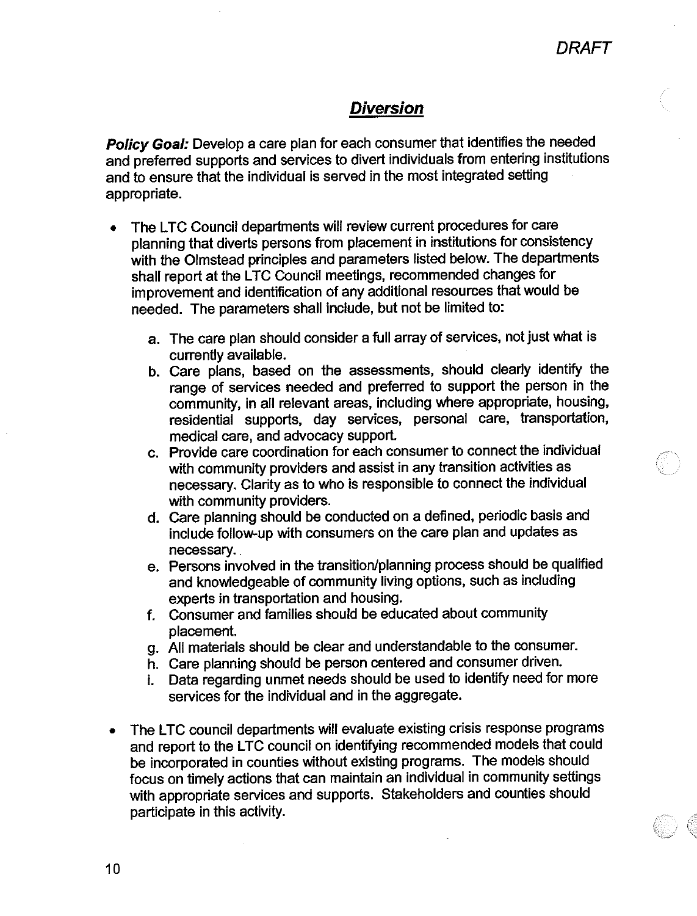*DRAFT*

## ***Diversion***

***Policy Goal:*** Develop a care plan for each consumer that identifies the needed and preferred supports and services to divert individuals from entering institutions and to ensure that the individual is served in the most integrated setting appropriate.

- The LTC Council departments will review current procedures for care planning that diverts persons from placement in institutions for consistency with the Olmstead principles and parameters listed below. The departments shall report at the LTC Council meetings, recommended changes for improvement and identification of any additional resources that would be needed. The parameters shall include, but not be limited to:

  a. The care plan should consider a full array of services, not just what is currently available.
  b. Care plans, based on the assessments, should clearly identify the range of services needed and preferred to support the person in the community, in all relevant areas, including where appropriate, housing, residential supports, day services, personal care, transportation, medical care, and advocacy support.
  c. Provide care coordination for each consumer to connect the individual with community providers and assist in any transition activities as necessary. Clarity as to who is responsible to connect the individual with community providers.
  d. Care planning should be conducted on a defined, periodic basis and include follow-up with consumers on the care plan and updates as necessary..
  e. Persons involved in the transition/planning process should be qualified and knowledgeable of community living options, such as including experts in transportation and housing.
  f. Consumer and families should be educated about community placement.
  g. All materials should be clear and understandable to the consumer.
  h. Care planning should be person centered and consumer driven.
  i. Data regarding unmet needs should be used to identify need for more services for the individual and in the aggregate.

- The LTC council departments will evaluate existing crisis response programs and report to the LTC council on identifying recommended models that could be incorporated in counties without existing programs. The models should focus on timely actions that can maintain an individual in community settings with appropriate services and supports. Stakeholders and counties should participate in this activity.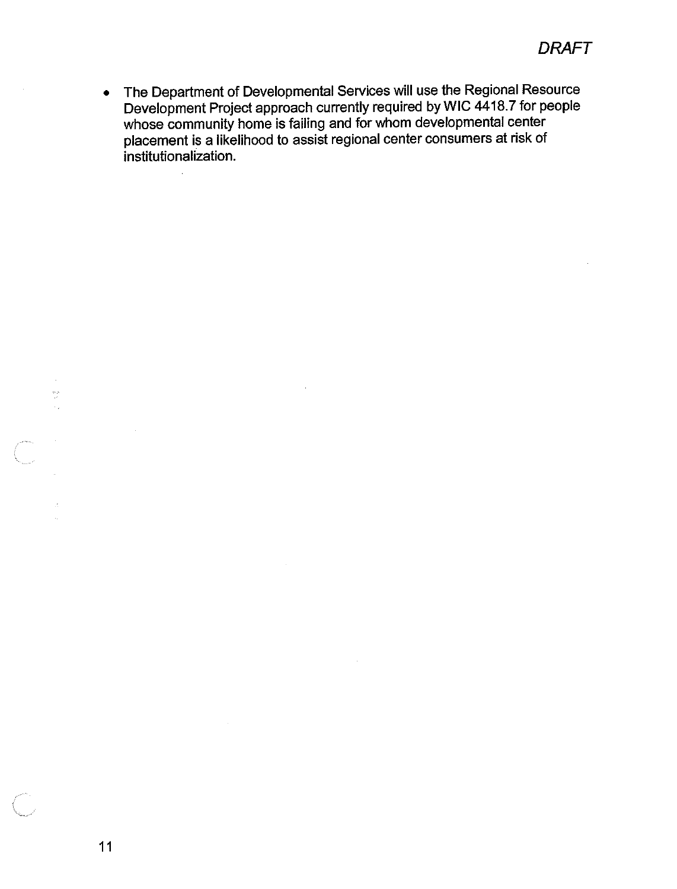- The Department of Developmental Services will use the Regional Resource Development Project approach currently required by WIC 4418.7 for people whose community home is failing and for whom developmental center placement is a likelihood to assist regional center consumers at risk of institutionalization.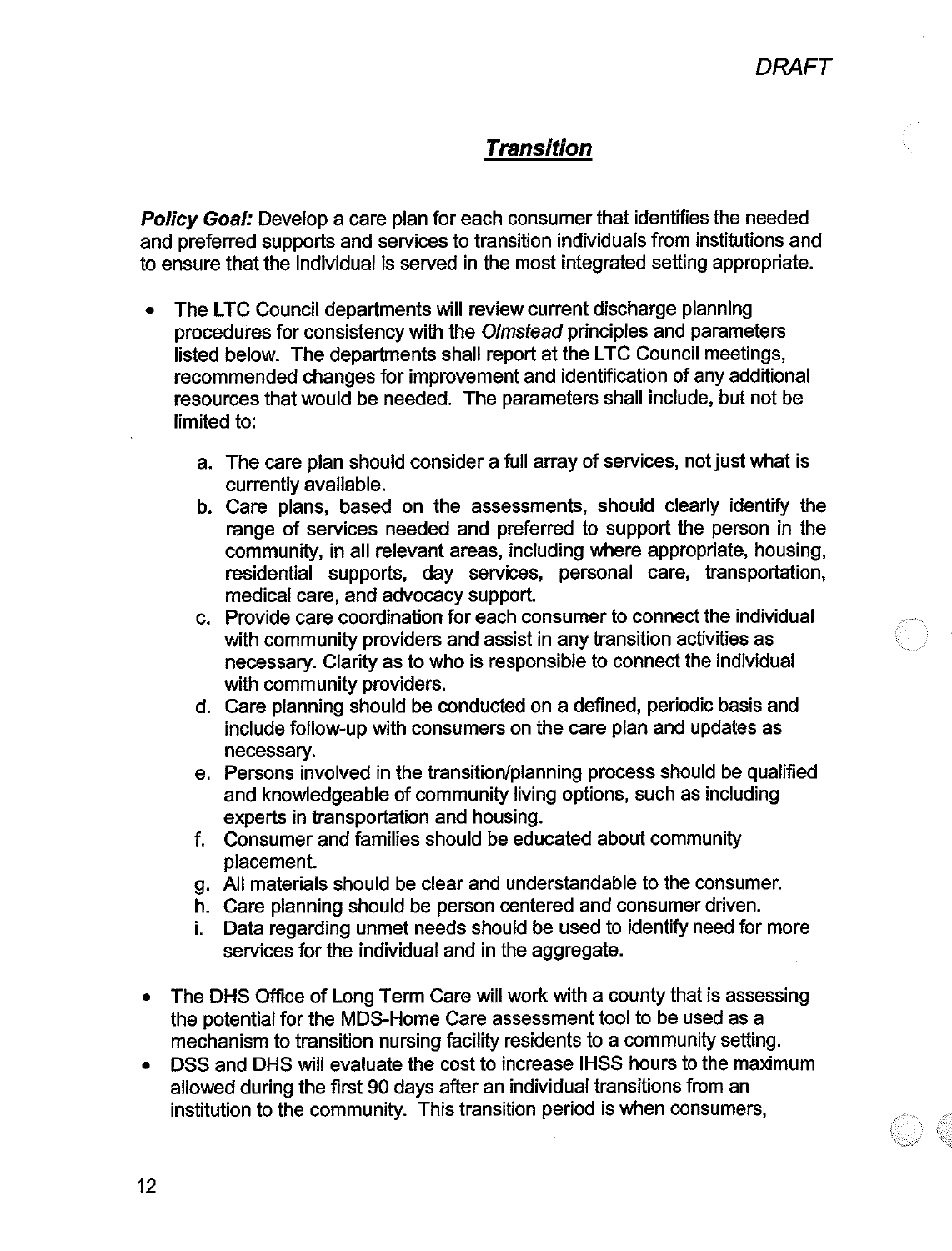DRAFT

## *Transition*

***Policy Goal:*** Develop a care plan for each consumer that identifies the needed and preferred supports and services to transition individuals from institutions and to ensure that the individual is served in the most integrated setting appropriate.

- The LTC Council departments will review current discharge planning procedures for consistency with the *Olmstead* principles and parameters listed below. The departments shall report at the LTC Council meetings, recommended changes for improvement and identification of any additional resources that would be needed. The parameters shall include, but not be limited to:

    a. The care plan should consider a full array of services, not just what is currently available.
    b. Care plans, based on the assessments, should clearly identify the range of services needed and preferred to support the person in the community, in all relevant areas, including where appropriate, housing, residential supports, day services, personal care, transportation, medical care, and advocacy support.
    c. Provide care coordination for each consumer to connect the individual with community providers and assist in any transition activities as necessary. Clarity as to who is responsible to connect the individual with community providers.
    d. Care planning should be conducted on a defined, periodic basis and include follow-up with consumers on the care plan and updates as necessary.
    e. Persons involved in the transition/planning process should be qualified and knowledgeable of community living options, such as including experts in transportation and housing.
    f. Consumer and families should be educated about community placement.
    g. All materials should be clear and understandable to the consumer.
    h. Care planning should be person centered and consumer driven.
    i. Data regarding unmet needs should be used to identify need for more services for the individual and in the aggregate.

- The DHS Office of Long Term Care will work with a county that is assessing the potential for the MDS-Home Care assessment tool to be used as a mechanism to transition nursing facility residents to a community setting.
- DSS and DHS will evaluate the cost to increase IHSS hours to the maximum allowed during the first 90 days after an individual transitions from an institution to the community. This transition period is when consumers,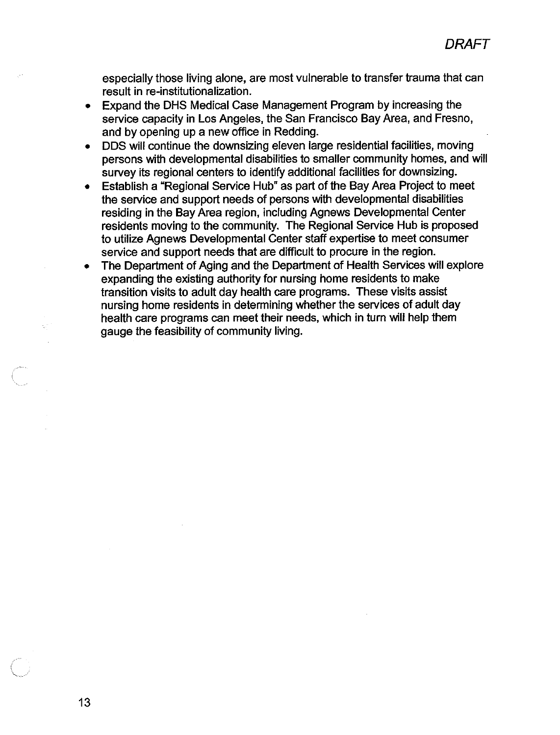especially those living alone, are most vulnerable to transfer trauma that can result in re-institutionalization.

- Expand the DHS Medical Case Management Program by increasing the service capacity in Los Angeles, the San Francisco Bay Area, and Fresno, and by opening up a new office in Redding.
- DDS will continue the downsizing eleven large residential facilities, moving persons with developmental disabilities to smaller community homes, and will survey its regional centers to identify additional facilities for downsizing.
- Establish a "Regional Service Hub" as part of the Bay Area Project to meet the service and support needs of persons with developmental disabilities residing in the Bay Area region, including Agnews Developmental Center residents moving to the community. The Regional Service Hub is proposed to utilize Agnews Developmental Center staff expertise to meet consumer service and support needs that are difficult to procure in the region.
- The Department of Aging and the Department of Health Services will explore expanding the existing authority for nursing home residents to make transition visits to adult day health care programs. These visits assist nursing home residents in determining whether the services of adult day health care programs can meet their needs, which in turn will help them gauge the feasibility of community living.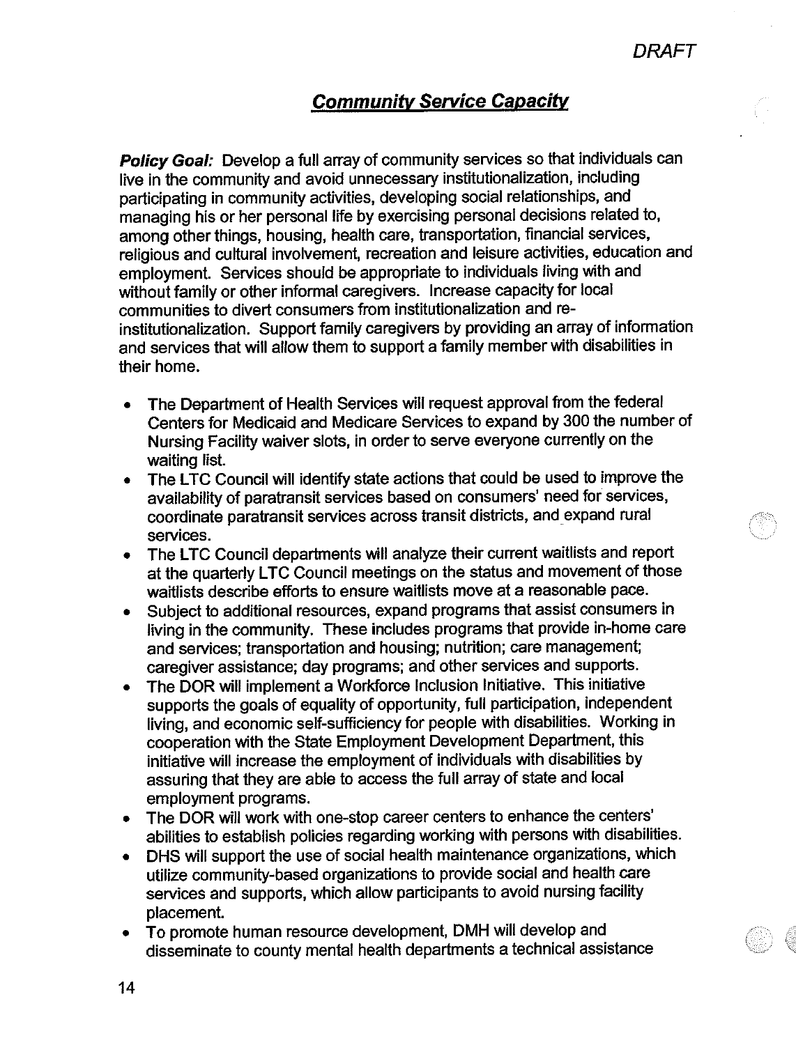## Community Service Capacity

**Policy Goal:** Develop a full array of community services so that individuals can live in the community and avoid unnecessary institutionalization, including participating in community activities, developing social relationships, and managing his or her personal life by exercising personal decisions related to, among other things, housing, health care, transportation, financial services, religious and cultural involvement, recreation and leisure activities, education and employment. Services should be appropriate to individuals living with and without family or other informal caregivers. Increase capacity for local communities to divert consumers from institutionalization and re-institutionalization. Support family caregivers by providing an array of information and services that will allow them to support a family member with disabilities in their home.

- The Department of Health Services will request approval from the federal Centers for Medicaid and Medicare Services to expand by 300 the number of Nursing Facility waiver slots, in order to serve everyone currently on the waiting list.
- The LTC Council will identify state actions that could be used to improve the availability of paratransit services based on consumers' need for services, coordinate paratransit services across transit districts, and expand rural services.
- The LTC Council departments will analyze their current waitlists and report at the quarterly LTC Council meetings on the status and movement of those waitlists describe efforts to ensure waitlists move at a reasonable pace.
- Subject to additional resources, expand programs that assist consumers in living in the community. These includes programs that provide in-home care and services; transportation and housing; nutrition; care management; caregiver assistance; day programs; and other services and supports.
- The DOR will implement a Workforce Inclusion Initiative. This initiative supports the goals of equality of opportunity, full participation, independent living, and economic self-sufficiency for people with disabilities. Working in cooperation with the State Employment Development Department, this initiative will increase the employment of individuals with disabilities by assuring that they are able to access the full array of state and local employment programs.
- The DOR will work with one-stop career centers to enhance the centers' abilities to establish policies regarding working with persons with disabilities.
- DHS will support the use of social health maintenance organizations, which utilize community-based organizations to provide social and health care services and supports, which allow participants to avoid nursing facility placement.
- To promote human resource development, DMH will develop and disseminate to county mental health departments a technical assistance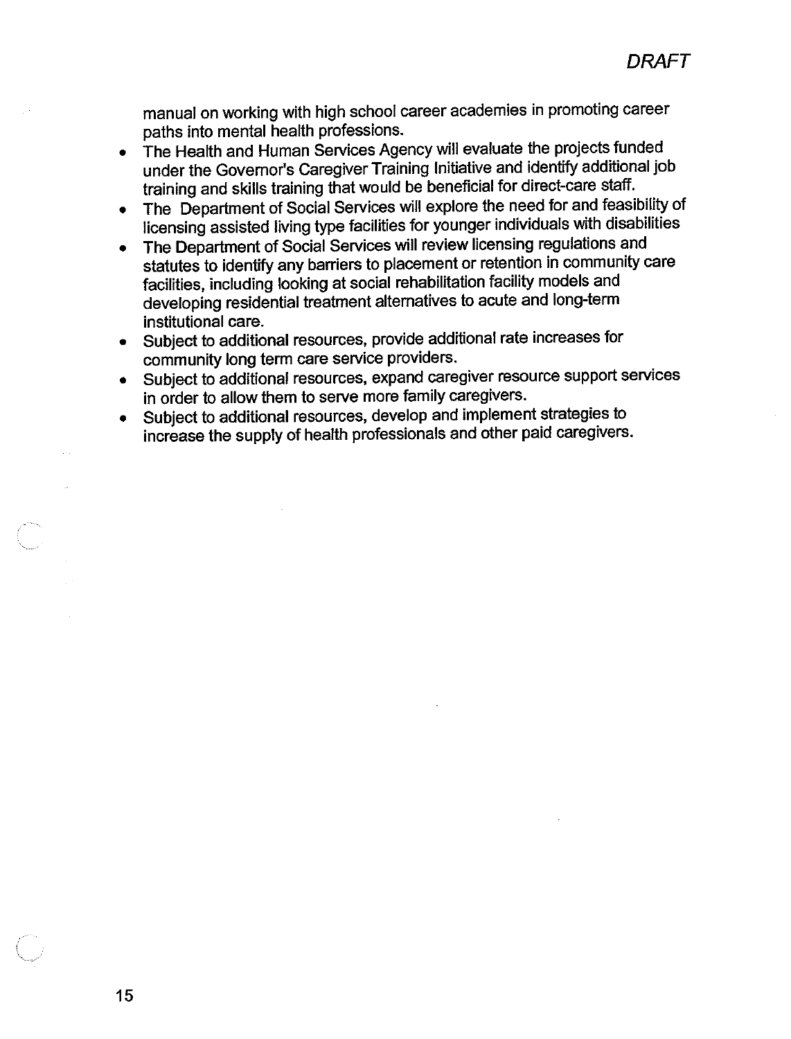manual on working with high school career academies in promoting career paths into mental health professions.

- The Health and Human Services Agency will evaluate the projects funded under the Governor's Caregiver Training Initiative and identify additional job training and skills training that would be beneficial for direct-care staff.
- The Department of Social Services will explore the need for and feasibility of licensing assisted living type facilities for younger individuals with disabilities
- The Department of Social Services will review licensing regulations and statutes to identify any barriers to placement or retention in community care facilities, including looking at social rehabilitation facility models and developing residential treatment alternatives to acute and long-term institutional care.
- Subject to additional resources, provide additional rate increases for community long term care service providers.
- Subject to additional resources, expand caregiver resource support services in order to allow them to serve more family caregivers.
- Subject to additional resources, develop and implement strategies to increase the supply of health professionals and other paid caregivers.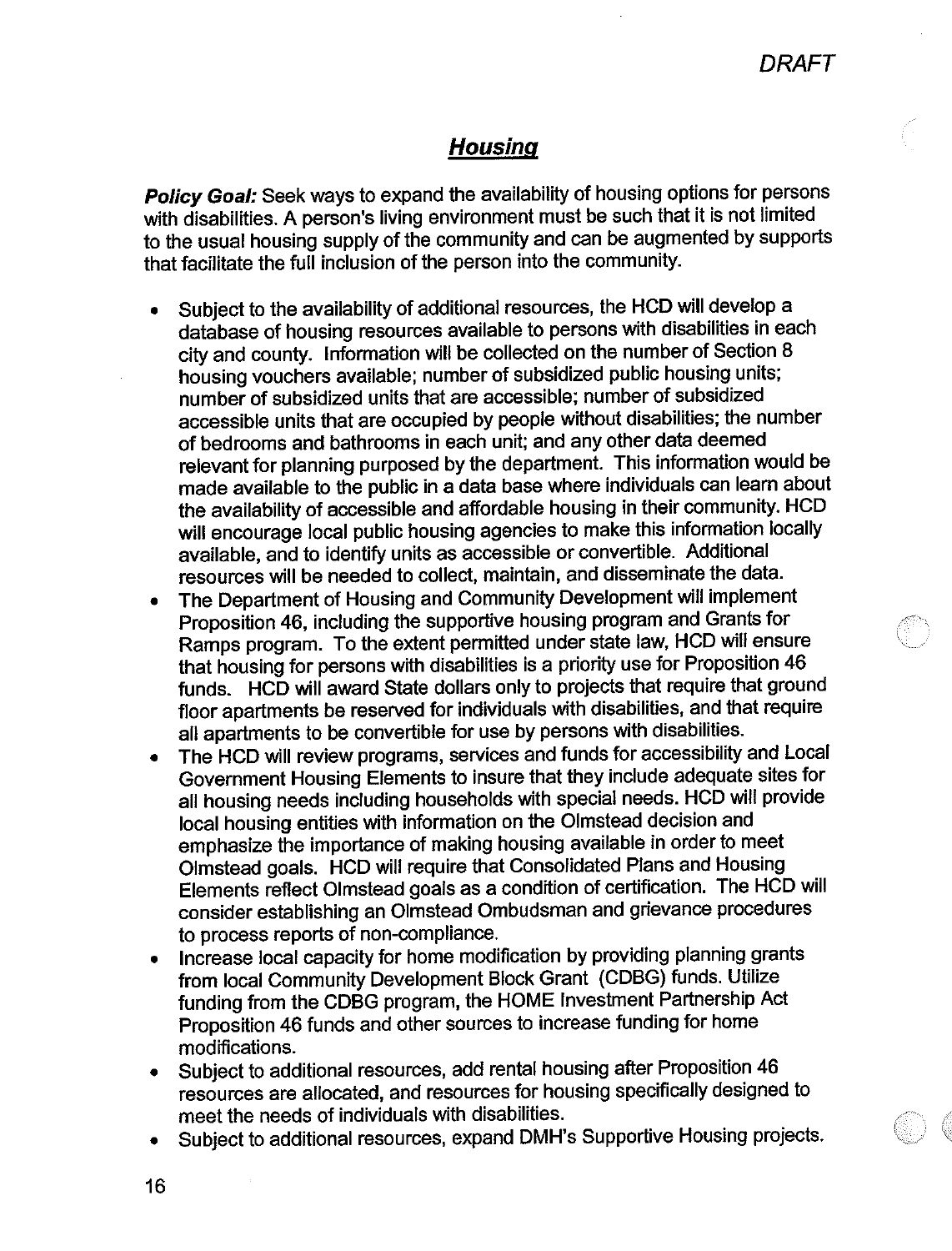## ***Housing***

***Policy Goal:*** Seek ways to expand the availability of housing options for persons with disabilities. A person's living environment must be such that it is not limited to the usual housing supply of the community and can be augmented by supports that facilitate the full inclusion of the person into the community.

- Subject to the availability of additional resources, the HCD will develop a database of housing resources available to persons with disabilities in each city and county. Information will be collected on the number of Section 8 housing vouchers available; number of subsidized public housing units; number of subsidized units that are accessible; number of subsidized accessible units that are occupied by people without disabilities; the number of bedrooms and bathrooms in each unit; and any other data deemed relevant for planning purposed by the department. This information would be made available to the public in a data base where individuals can learn about the availability of accessible and affordable housing in their community. HCD will encourage local public housing agencies to make this information locally available, and to identify units as accessible or convertible. Additional resources will be needed to collect, maintain, and disseminate the data.
- The Department of Housing and Community Development will implement Proposition 46, including the supportive housing program and Grants for Ramps program. To the extent permitted under state law, HCD will ensure that housing for persons with disabilities is a priority use for Proposition 46 funds. HCD will award State dollars only to projects that require that ground floor apartments be reserved for individuals with disabilities, and that require all apartments to be convertible for use by persons with disabilities.
- The HCD will review programs, services and funds for accessibility and Local Government Housing Elements to insure that they include adequate sites for all housing needs including households with special needs. HCD will provide local housing entities with information on the Olmstead decision and emphasize the importance of making housing available in order to meet Olmstead goals. HCD will require that Consolidated Plans and Housing Elements reflect Olmstead goals as a condition of certification. The HCD will consider establishing an Olmstead Ombudsman and grievance procedures to process reports of non-compliance.
- Increase local capacity for home modification by providing planning grants from local Community Development Block Grant (CDBG) funds. Utilize funding from the CDBG program, the HOME Investment Partnership Act Proposition 46 funds and other sources to increase funding for home modifications.
- Subject to additional resources, add rental housing after Proposition 46 resources are allocated, and resources for housing specifically designed to meet the needs of individuals with disabilities.
- Subject to additional resources, expand DMH's Supportive Housing projects.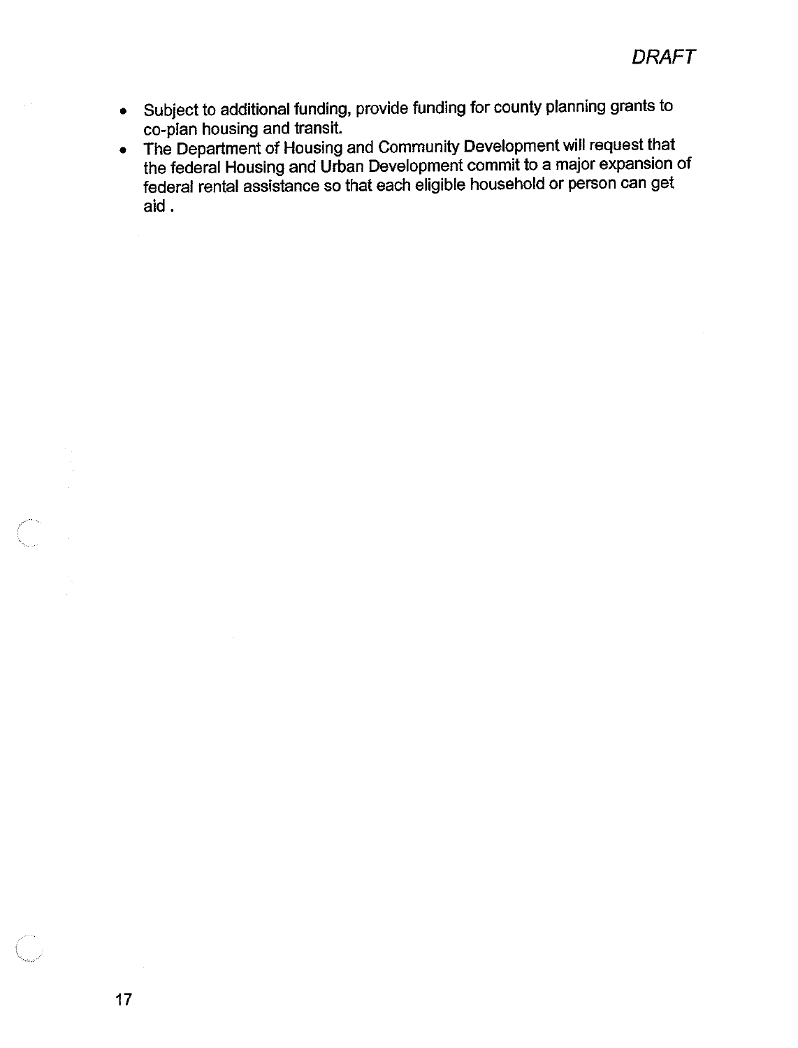- Subject to additional funding, provide funding for county planning grants to co-plan housing and transit.
- The Department of Housing and Community Development will request that the federal Housing and Urban Development commit to a major expansion of federal rental assistance so that each eligible household or person can get aid .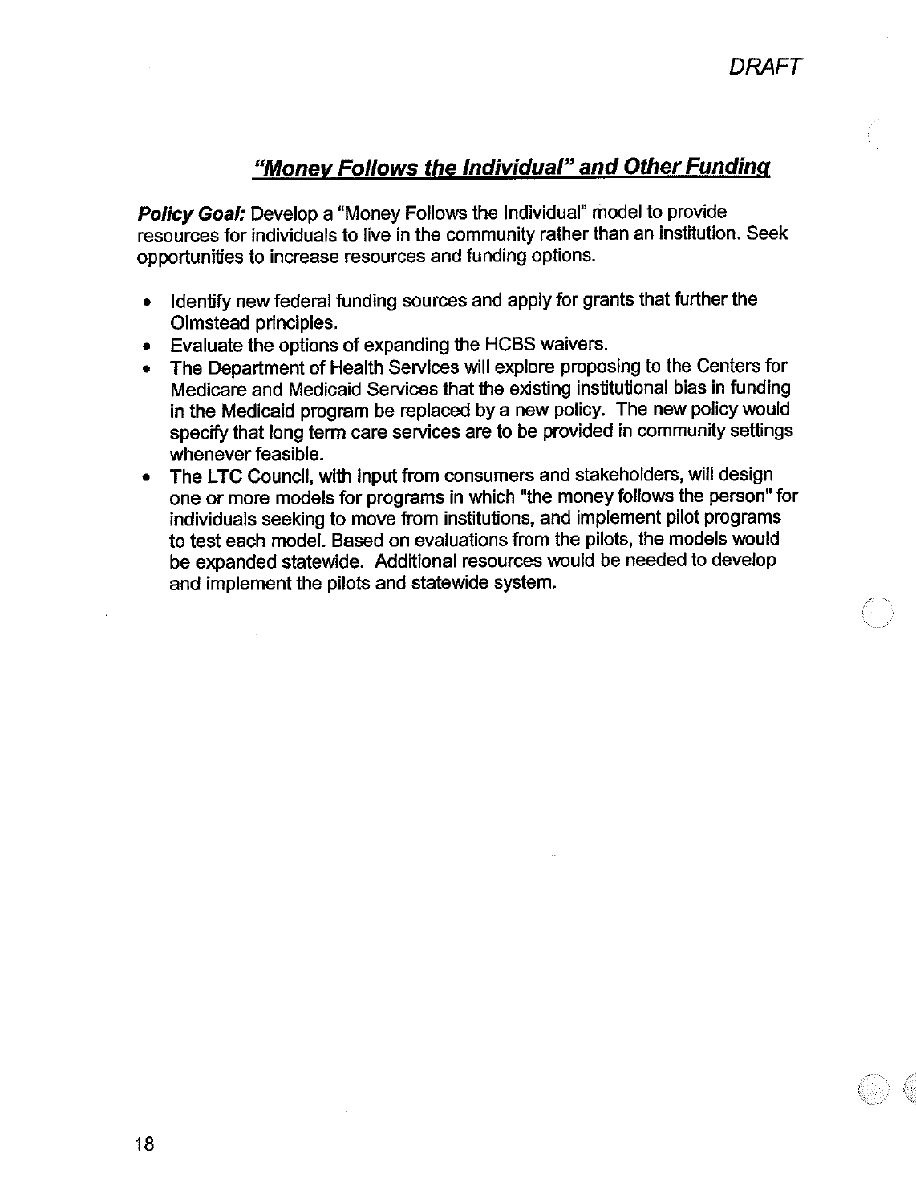DRAFT

## *"Money Follows the Individual" and Other Funding*

***Policy Goal:*** Develop a "Money Follows the Individual" model to provide resources for individuals to live in the community rather than an institution. Seek opportunities to increase resources and funding options.

- Identify new federal funding sources and apply for grants that further the Olmstead principles.
- Evaluate the options of expanding the HCBS waivers.
- The Department of Health Services will explore proposing to the Centers for Medicare and Medicaid Services that the existing institutional bias in funding in the Medicaid program be replaced by a new policy. The new policy would specify that long term care services are to be provided in community settings whenever feasible.
- The LTC Council, with input from consumers and stakeholders, will design one or more models for programs in which "the money follows the person" for individuals seeking to move from institutions, and implement pilot programs to test each model. Based on evaluations from the pilots, the models would be expanded statewide. Additional resources would be needed to develop and implement the pilots and statewide system.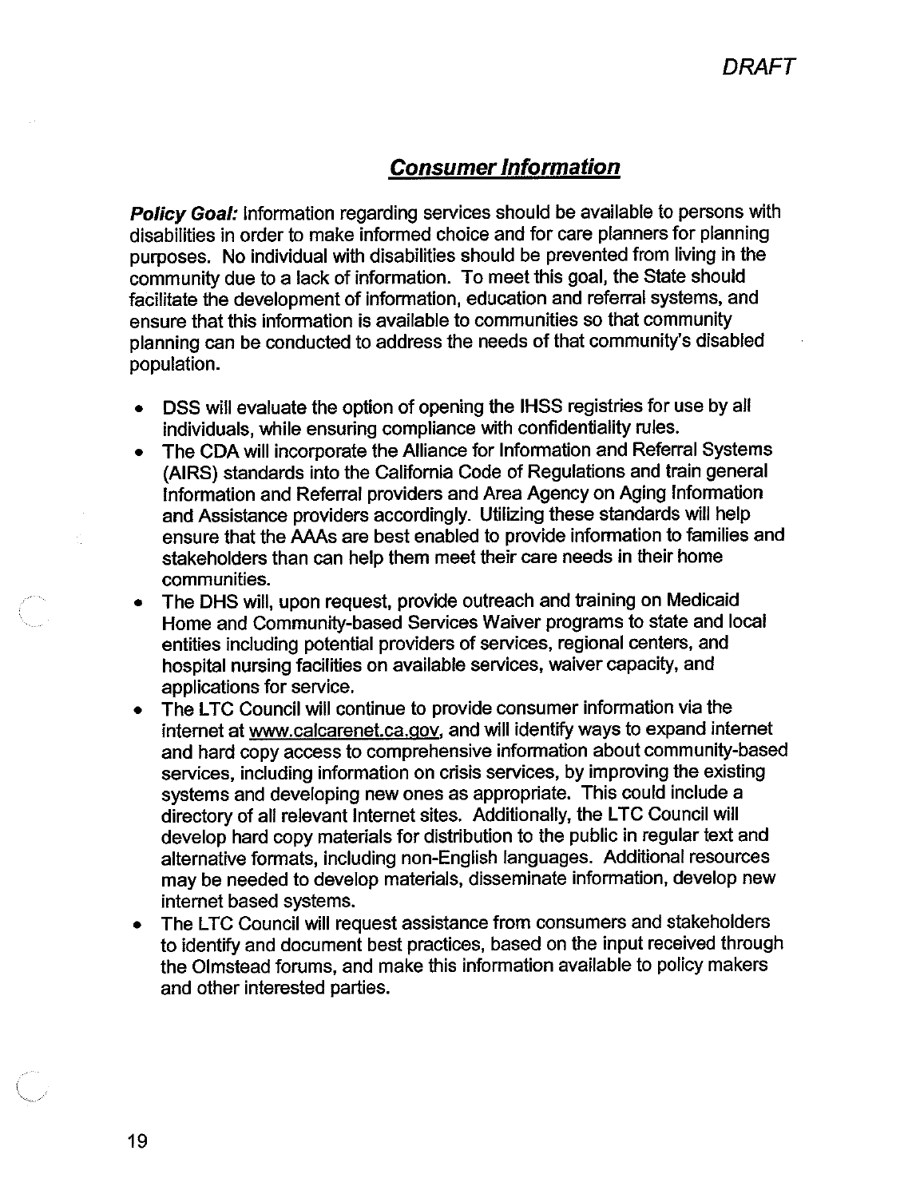## Consumer Information

***Policy Goal:*** Information regarding services should be available to persons with disabilities in order to make informed choice and for care planners for planning purposes. No individual with disabilities should be prevented from living in the community due to a lack of information. To meet this goal, the State should facilitate the development of information, education and referral systems, and ensure that this information is available to communities so that community planning can be conducted to address the needs of that community's disabled population.

- DSS will evaluate the option of opening the IHSS registries for use by all individuals, while ensuring compliance with confidentiality rules.
- The CDA will incorporate the Alliance for Information and Referral Systems (AIRS) standards into the California Code of Regulations and train general Information and Referral providers and Area Agency on Aging Information and Assistance providers accordingly. Utilizing these standards will help ensure that the AAAs are best enabled to provide information to families and stakeholders than can help them meet their care needs in their home communities.
- The DHS will, upon request, provide outreach and training on Medicaid Home and Community-based Services Waiver programs to state and local entities including potential providers of services, regional centers, and hospital nursing facilities on available services, waiver capacity, and applications for service.
- The LTC Council will continue to provide consumer information via the internet at www.calcarenet.ca.gov, and will identify ways to expand internet and hard copy access to comprehensive information about community-based services, including information on crisis services, by improving the existing systems and developing new ones as appropriate. This could include a directory of all relevant Internet sites. Additionally, the LTC Council will develop hard copy materials for distribution to the public in regular text and alternative formats, including non-English languages. Additional resources may be needed to develop materials, disseminate information, develop new internet based systems.
- The LTC Council will request assistance from consumers and stakeholders to identify and document best practices, based on the input received through the Olmstead forums, and make this information available to policy makers and other interested parties.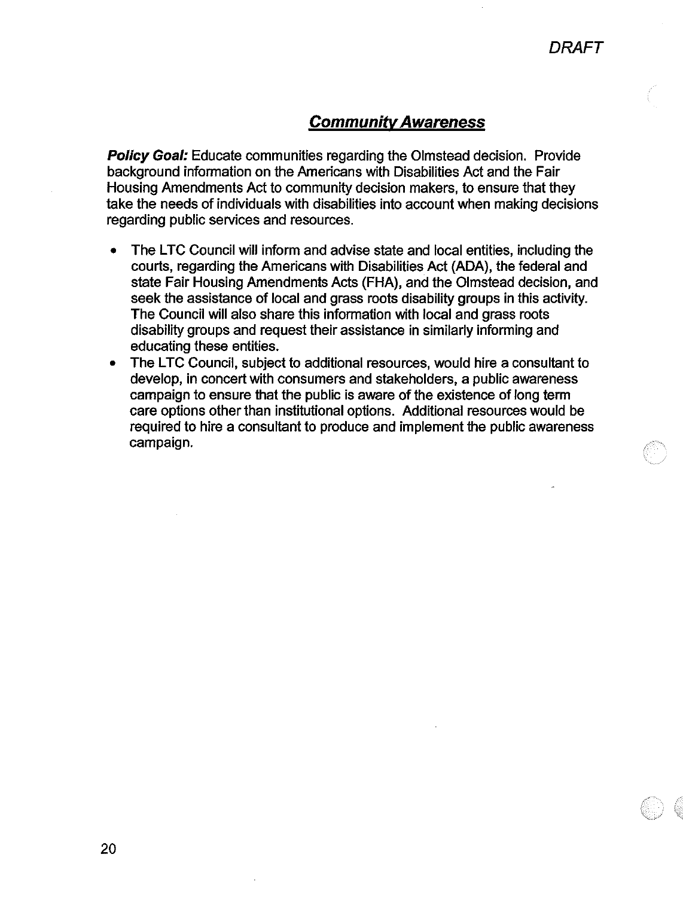## ***Community Awareness***

***Policy Goal:*** Educate communities regarding the Olmstead decision. Provide background information on the Americans with Disabilities Act and the Fair Housing Amendments Act to community decision makers, to ensure that they take the needs of individuals with disabilities into account when making decisions regarding public services and resources.

- The LTC Council will inform and advise state and local entities, including the courts, regarding the Americans with Disabilities Act (ADA), the federal and state Fair Housing Amendments Acts (FHA), and the Olmstead decision, and seek the assistance of local and grass roots disability groups in this activity. The Council will also share this information with local and grass roots disability groups and request their assistance in similarly informing and educating these entities.
- The LTC Council, subject to additional resources, would hire a consultant to develop, in concert with consumers and stakeholders, a public awareness campaign to ensure that the public is aware of the existence of long term care options other than institutional options. Additional resources would be required to hire a consultant to produce and implement the public awareness campaign.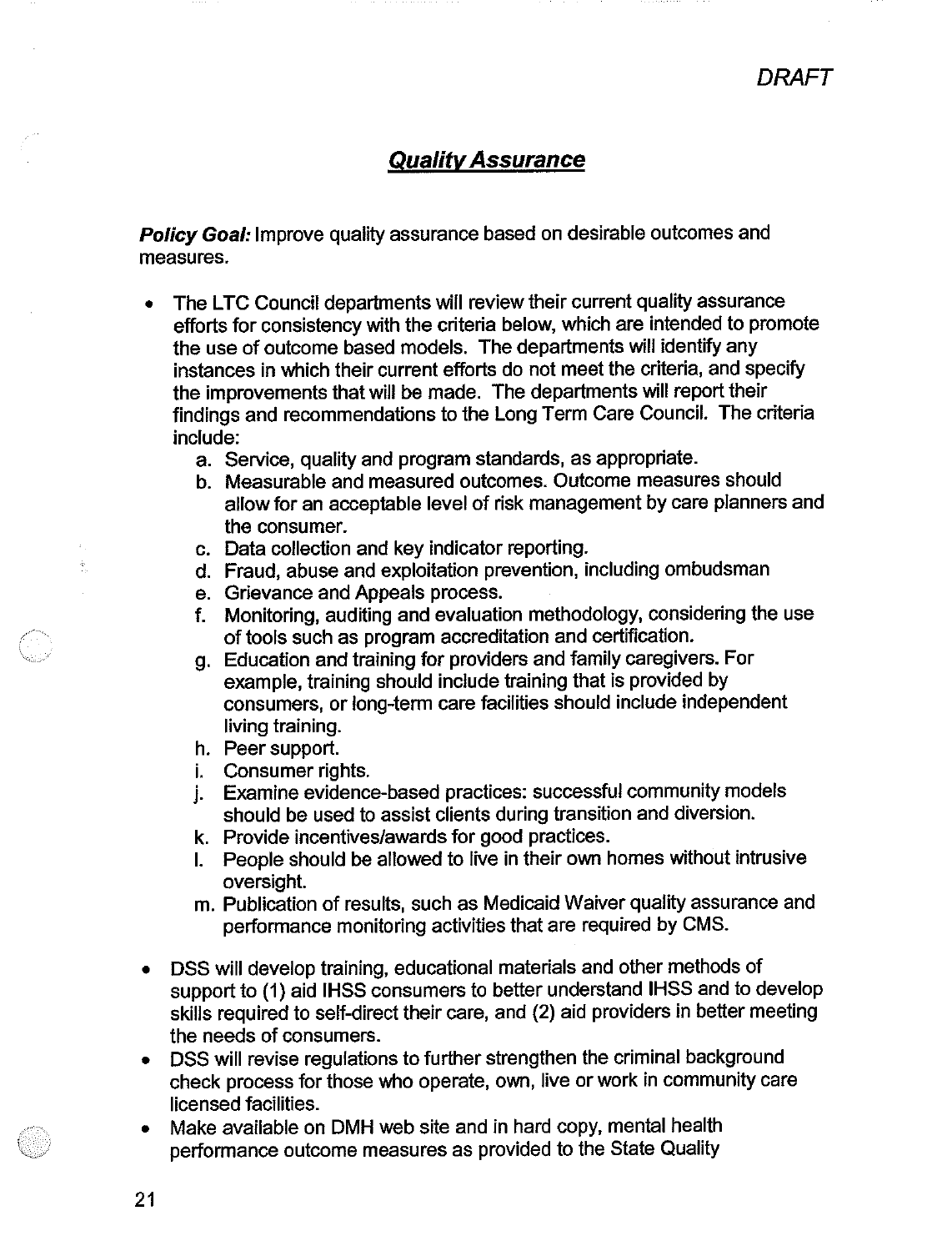## Quality Assurance

**Policy Goal:** Improve quality assurance based on desirable outcomes and measures.

- The LTC Council departments will review their current quality assurance efforts for consistency with the criteria below, which are intended to promote the use of outcome based models. The departments will identify any instances in which their current efforts do not meet the criteria, and specify the improvements that will be made. The departments will report their findings and recommendations to the Long Term Care Council. The criteria include:
    a. Service, quality and program standards, as appropriate.
    b. Measurable and measured outcomes. Outcome measures should allow for an acceptable level of risk management by care planners and the consumer.
    c. Data collection and key indicator reporting.
    d. Fraud, abuse and exploitation prevention, including ombudsman
    e. Grievance and Appeals process.
    f. Monitoring, auditing and evaluation methodology, considering the use of tools such as program accreditation and certification.
    g. Education and training for providers and family caregivers. For example, training should include training that is provided by consumers, or long-term care facilities should include independent living training.
    h. Peer support.
    i. Consumer rights.
    j. Examine evidence-based practices: successful community models should be used to assist clients during transition and diversion.
    k. Provide incentives/awards for good practices.
    l. People should be allowed to live in their own homes without intrusive oversight.
    m. Publication of results, such as Medicaid Waiver quality assurance and performance monitoring activities that are required by CMS.

- DSS will develop training, educational materials and other methods of support to (1) aid IHSS consumers to better understand IHSS and to develop skills required to self-direct their care, and (2) aid providers in better meeting the needs of consumers.
- DSS will revise regulations to further strengthen the criminal background check process for those who operate, own, live or work in community care licensed facilities.
- Make available on DMH web site and in hard copy, mental health performance outcome measures as provided to the State Quality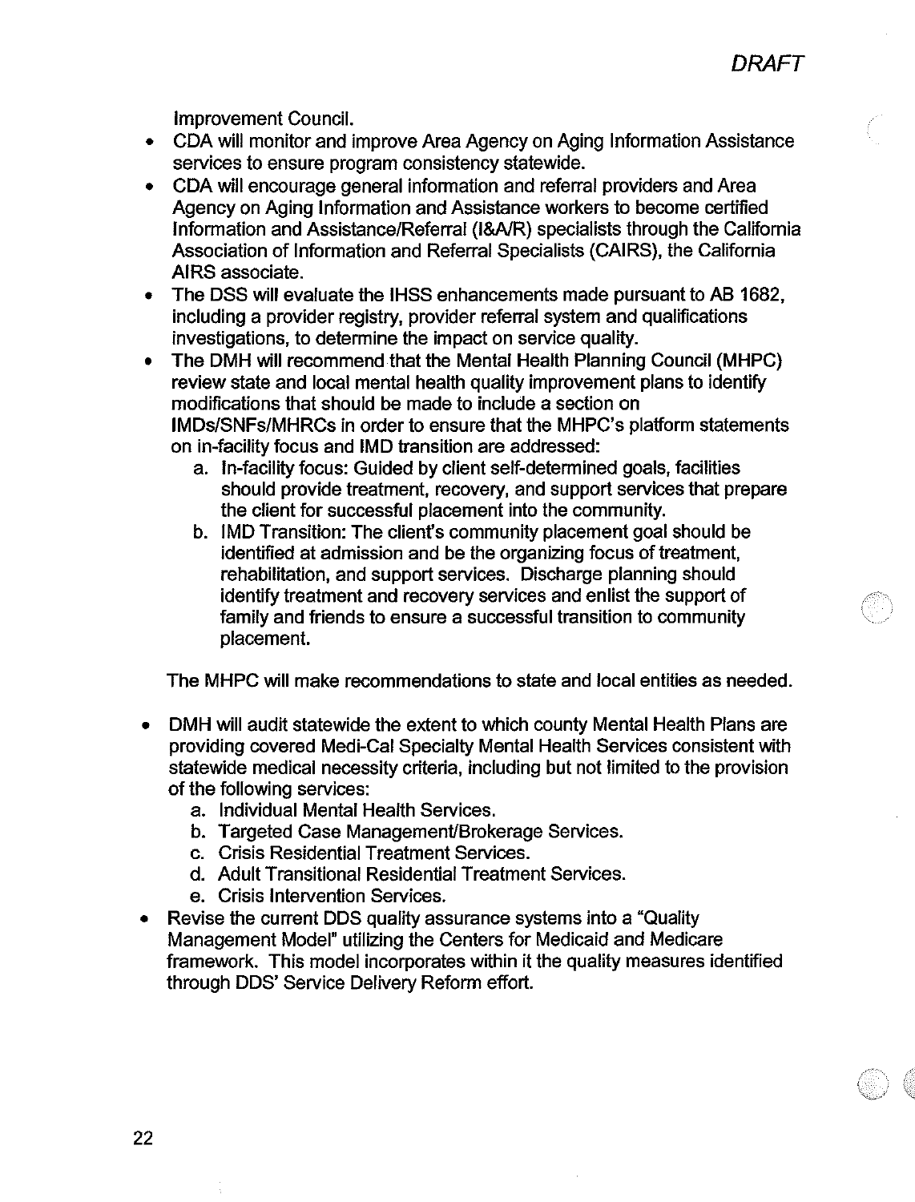Improvement Council.

- CDA will monitor and improve Area Agency on Aging Information Assistance services to ensure program consistency statewide.
- CDA will encourage general information and referral providers and Area Agency on Aging Information and Assistance workers to become certified Information and Assistance/Referral (I&A/R) specialists through the California Association of Information and Referral Specialists (CAIRS), the California AIRS associate.
- The DSS will evaluate the IHSS enhancements made pursuant to AB 1682, including a provider registry, provider referral system and qualifications investigations, to determine the impact on service quality.
- The DMH will recommend that the Mental Health Planning Council (MHPC) review state and local mental health quality improvement plans to identify modifications that should be made to include a section on IMDs/SNFs/MHRCs in order to ensure that the MHPC's platform statements on in-facility focus and IMD transition are addressed:
  a. In-facility focus: Guided by client self-determined goals, facilities should provide treatment, recovery, and support services that prepare the client for successful placement into the community.
  b. IMD Transition: The client's community placement goal should be identified at admission and be the organizing focus of treatment, rehabilitation, and support services. Discharge planning should identify treatment and recovery services and enlist the support of family and friends to ensure a successful transition to community placement.

  The MHPC will make recommendations to state and local entities as needed.

- DMH will audit statewide the extent to which county Mental Health Plans are providing covered Medi-Cal Specialty Mental Health Services consistent with statewide medical necessity criteria, including but not limited to the provision of the following services:
  a. Individual Mental Health Services.
  b. Targeted Case Management/Brokerage Services.
  c. Crisis Residential Treatment Services.
  d. Adult Transitional Residential Treatment Services.
  e. Crisis Intervention Services.
- Revise the current DDS quality assurance systems into a "Quality Management Model" utilizing the Centers for Medicaid and Medicare framework. This model incorporates within it the quality measures identified through DDS' Service Delivery Reform effort.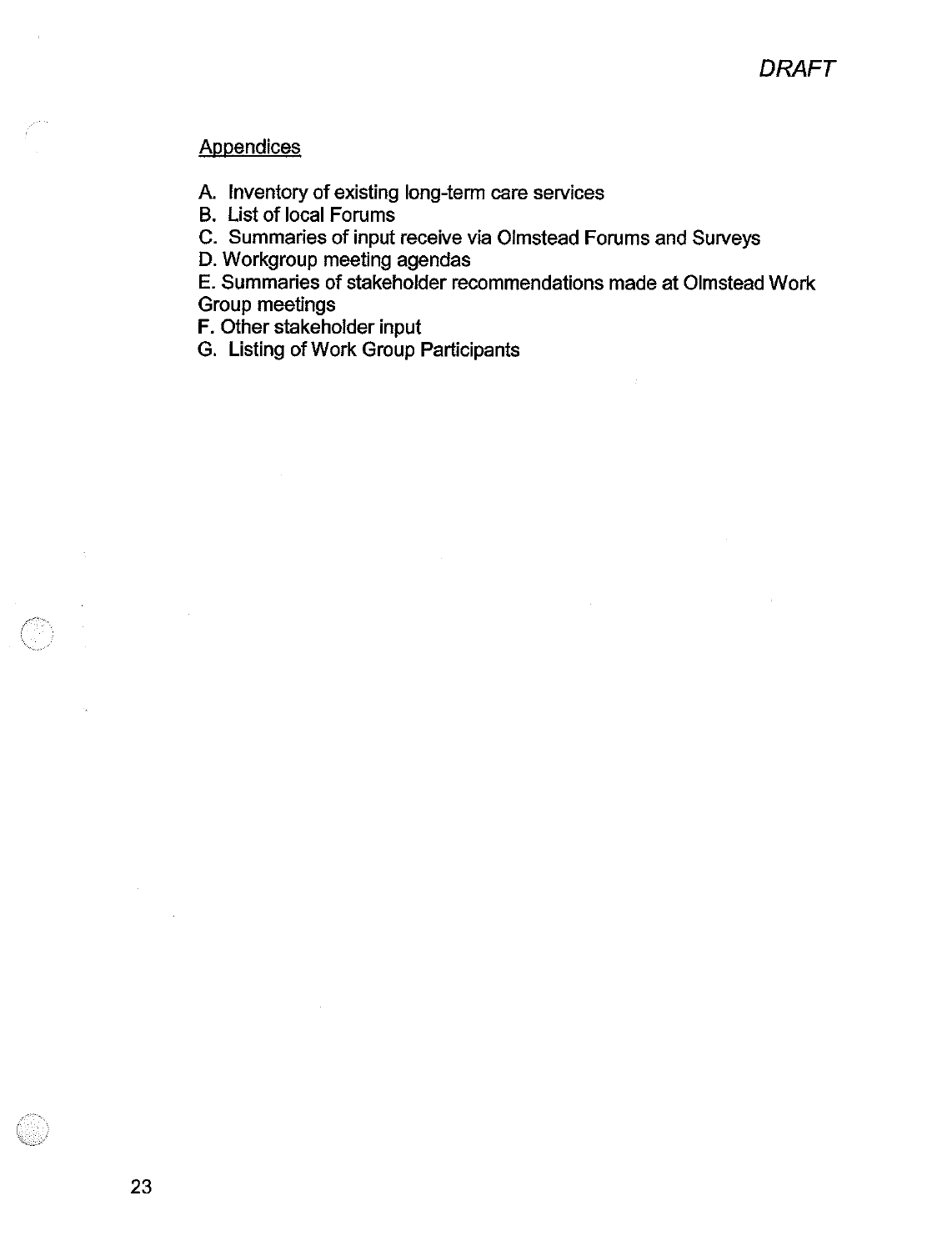*DRAFT*

<u>Appendices</u>

A. Inventory of existing long-term care services
B. List of local Forums
C. Summaries of input receive via Olmstead Forums and Surveys
D. Workgroup meeting agendas
E. Summaries of stakeholder recommendations made at Olmstead Work Group meetings
F. Other stakeholder input
G. Listing of Work Group Participants